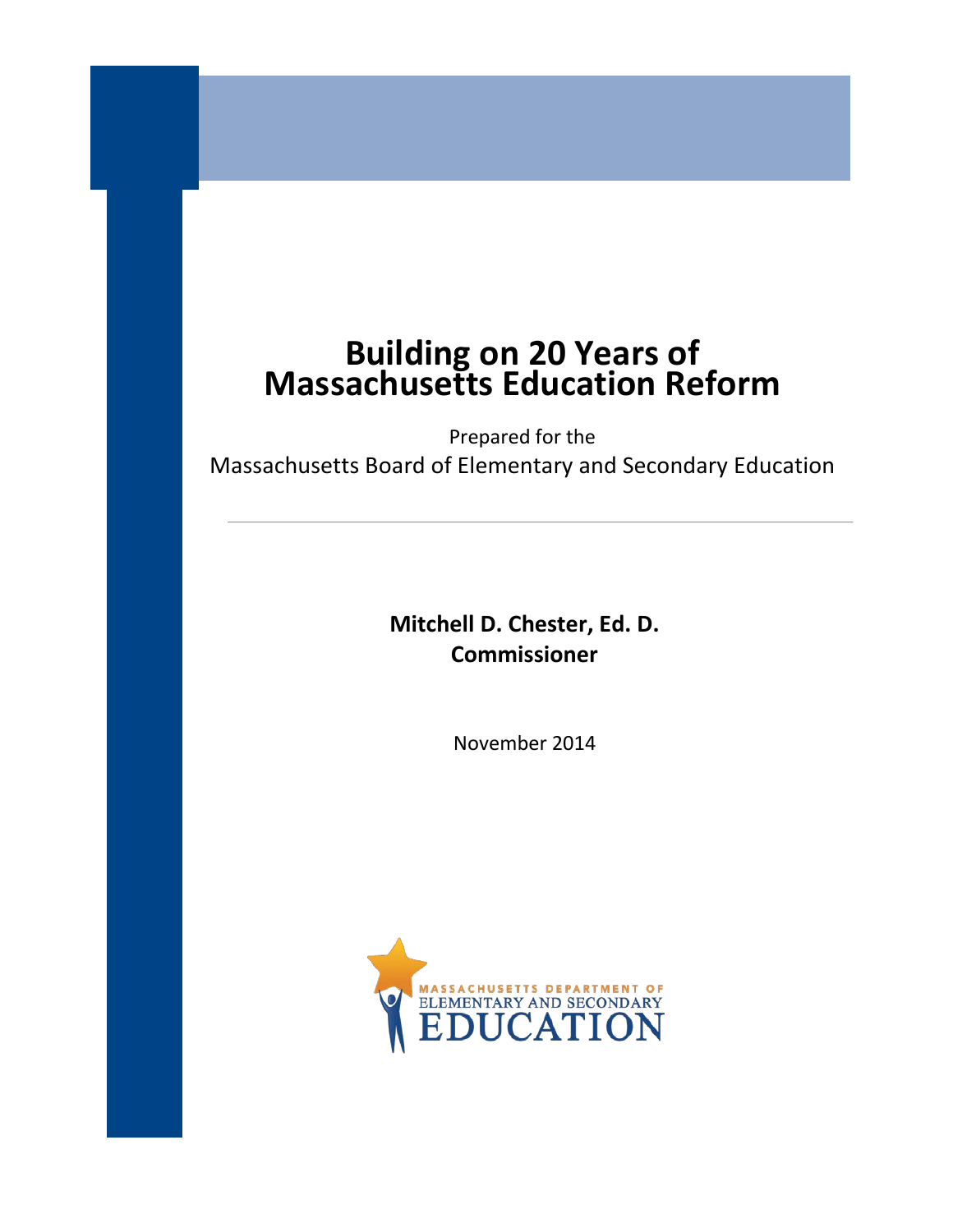# Building on 20 Years of Massachusetts Education Reform

Prepared for the

Massachusetts Board of Elementary and Secondary Education

---

**Mitchell D. Chester, Ed. D.**
**Commissioner**

November 2014

MASSACHUSETTS DEPARTMENT OF
ELEMENTARY AND SECONDARY
EDUCATION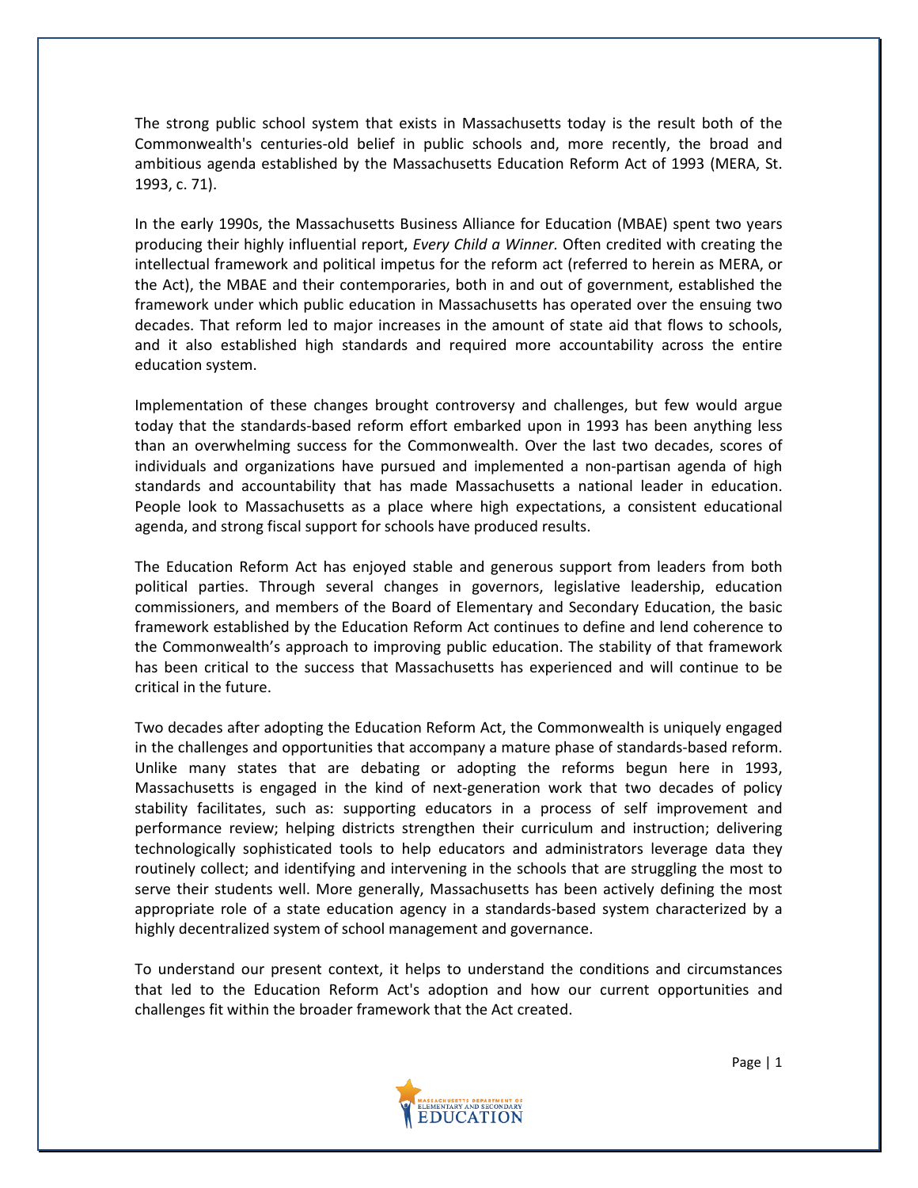The strong public school system that exists in Massachusetts today is the result both of the Commonwealth's centuries-old belief in public schools and, more recently, the broad and ambitious agenda established by the Massachusetts Education Reform Act of 1993 (MERA, St. 1993, c. 71).

In the early 1990s, the Massachusetts Business Alliance for Education (MBAE) spent two years producing their highly influential report, *Every Child a Winner.* Often credited with creating the intellectual framework and political impetus for the reform act (referred to herein as MERA, or the Act), the MBAE and their contemporaries, both in and out of government, established the framework under which public education in Massachusetts has operated over the ensuing two decades. That reform led to major increases in the amount of state aid that flows to schools, and it also established high standards and required more accountability across the entire education system.

Implementation of these changes brought controversy and challenges, but few would argue today that the standards-based reform effort embarked upon in 1993 has been anything less than an overwhelming success for the Commonwealth. Over the last two decades, scores of individuals and organizations have pursued and implemented a non-partisan agenda of high standards and accountability that has made Massachusetts a national leader in education. People look to Massachusetts as a place where high expectations, a consistent educational agenda, and strong fiscal support for schools have produced results.

The Education Reform Act has enjoyed stable and generous support from leaders from both political parties. Through several changes in governors, legislative leadership, education commissioners, and members of the Board of Elementary and Secondary Education, the basic framework established by the Education Reform Act continues to define and lend coherence to the Commonwealth's approach to improving public education. The stability of that framework has been critical to the success that Massachusetts has experienced and will continue to be critical in the future.

Two decades after adopting the Education Reform Act, the Commonwealth is uniquely engaged in the challenges and opportunities that accompany a mature phase of standards-based reform. Unlike many states that are debating or adopting the reforms begun here in 1993, Massachusetts is engaged in the kind of next-generation work that two decades of policy stability facilitates, such as: supporting educators in a process of self improvement and performance review; helping districts strengthen their curriculum and instruction; delivering technologically sophisticated tools to help educators and administrators leverage data they routinely collect; and identifying and intervening in the schools that are struggling the most to serve their students well. More generally, Massachusetts has been actively defining the most appropriate role of a state education agency in a standards-based system characterized by a highly decentralized system of school management and governance.

To understand our present context, it helps to understand the conditions and circumstances that led to the Education Reform Act's adoption and how our current opportunities and challenges fit within the broader framework that the Act created.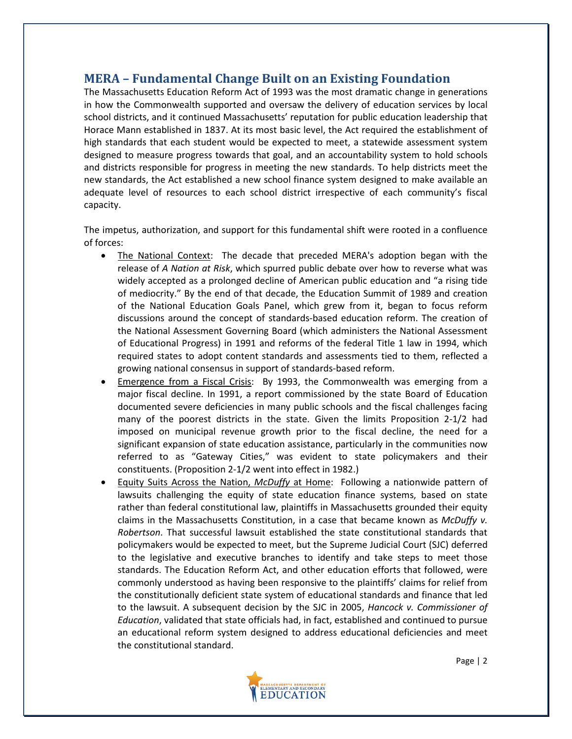## MERA – Fundamental Change Built on an Existing Foundation

The Massachusetts Education Reform Act of 1993 was the most dramatic change in generations in how the Commonwealth supported and oversaw the delivery of education services by local school districts, and it continued Massachusetts' reputation for public education leadership that Horace Mann established in 1837. At its most basic level, the Act required the establishment of high standards that each student would be expected to meet, a statewide assessment system designed to measure progress towards that goal, and an accountability system to hold schools and districts responsible for progress in meeting the new standards. To help districts meet the new standards, the Act established a new school finance system designed to make available an adequate level of resources to each school district irrespective of each community's fiscal capacity.

The impetus, authorization, and support for this fundamental shift were rooted in a confluence of forces:

- <u>The National Context</u>: The decade that preceded MERA's adoption began with the release of *A Nation at Risk*, which spurred public debate over how to reverse what was widely accepted as a prolonged decline of American public education and "a rising tide of mediocrity." By the end of that decade, the Education Summit of 1989 and creation of the National Education Goals Panel, which grew from it, began to focus reform discussions around the concept of standards-based education reform. The creation of the National Assessment Governing Board (which administers the National Assessment of Educational Progress) in 1991 and reforms of the federal Title 1 law in 1994, which required states to adopt content standards and assessments tied to them, reflected a growing national consensus in support of standards-based reform.
- <u>Emergence from a Fiscal Crisis</u>: By 1993, the Commonwealth was emerging from a major fiscal decline. In 1991, a report commissioned by the state Board of Education documented severe deficiencies in many public schools and the fiscal challenges facing many of the poorest districts in the state. Given the limits Proposition 2-1/2 had imposed on municipal revenue growth prior to the fiscal decline, the need for a significant expansion of state education assistance, particularly in the communities now referred to as "Gateway Cities," was evident to state policymakers and their constituents. (Proposition 2-1/2 went into effect in 1982.)
- <u>Equity Suits Across the Nation, *McDuffy* at Home</u>: Following a nationwide pattern of lawsuits challenging the equity of state education finance systems, based on state rather than federal constitutional law, plaintiffs in Massachusetts grounded their equity claims in the Massachusetts Constitution, in a case that became known as *McDuffy v. Robertson*. That successful lawsuit established the state constitutional standards that policymakers would be expected to meet, but the Supreme Judicial Court (SJC) deferred to the legislative and executive branches to identify and take steps to meet those standards. The Education Reform Act, and other education efforts that followed, were commonly understood as having been responsive to the plaintiffs' claims for relief from the constitutionally deficient state system of educational standards and finance that led to the lawsuit. A subsequent decision by the SJC in 2005, *Hancock v. Commissioner of Education*, validated that state officials had, in fact, established and continued to pursue an educational reform system designed to address educational deficiencies and meet the constitutional standard.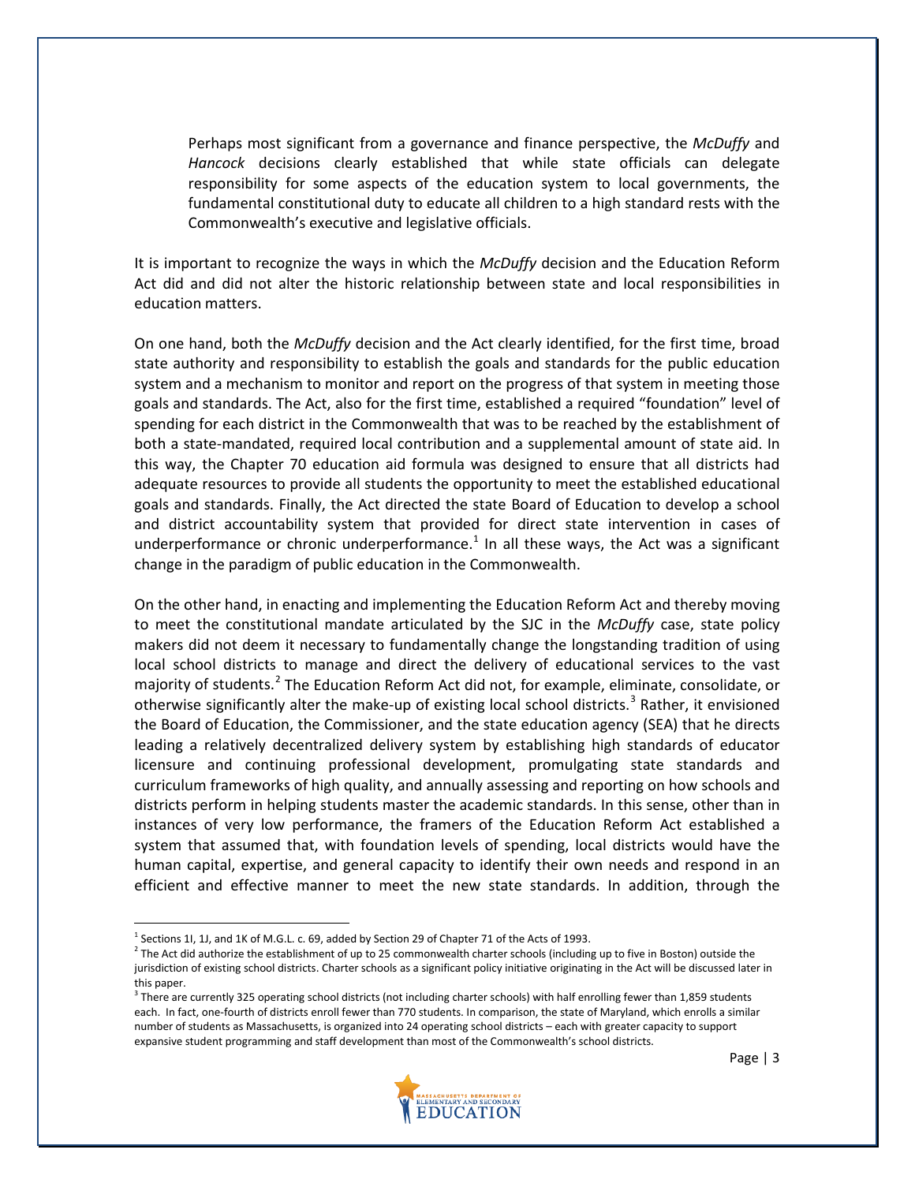> Perhaps most significant from a governance and finance perspective, the *McDuffy* and *Hancock* decisions clearly established that while state officials can delegate responsibility for some aspects of the education system to local governments, the fundamental constitutional duty to educate all children to a high standard rests with the Commonwealth's executive and legislative officials.

It is important to recognize the ways in which the *McDuffy* decision and the Education Reform Act did and did not alter the historic relationship between state and local responsibilities in education matters.

On one hand, both the *McDuffy* decision and the Act clearly identified, for the first time, broad state authority and responsibility to establish the goals and standards for the public education system and a mechanism to monitor and report on the progress of that system in meeting those goals and standards. The Act, also for the first time, established a required "foundation" level of spending for each district in the Commonwealth that was to be reached by the establishment of both a state-mandated, required local contribution and a supplemental amount of state aid. In this way, the Chapter 70 education aid formula was designed to ensure that all districts had adequate resources to provide all students the opportunity to meet the established educational goals and standards. Finally, the Act directed the state Board of Education to develop a school and district accountability system that provided for direct state intervention in cases of underperformance or chronic underperformance.[1] In all these ways, the Act was a significant change in the paradigm of public education in the Commonwealth.

On the other hand, in enacting and implementing the Education Reform Act and thereby moving to meet the constitutional mandate articulated by the SJC in the *McDuffy* case, state policy makers did not deem it necessary to fundamentally change the longstanding tradition of using local school districts to manage and direct the delivery of educational services to the vast majority of students.[2] The Education Reform Act did not, for example, eliminate, consolidate, or otherwise significantly alter the make-up of existing local school districts.[3] Rather, it envisioned the Board of Education, the Commissioner, and the state education agency (SEA) that he directs leading a relatively decentralized delivery system by establishing high standards of educator licensure and continuing professional development, promulgating state standards and curriculum frameworks of high quality, and annually assessing and reporting on how schools and districts perform in helping students master the academic standards. In this sense, other than in instances of very low performance, the framers of the Education Reform Act established a system that assumed that, with foundation levels of spending, local districts would have the human capital, expertise, and general capacity to identify their own needs and respond in an efficient and effective manner to meet the new state standards. In addition, through the

---

[1] Sections 1I, 1J, and 1K of M.G.L. c. 69, added by Section 29 of Chapter 71 of the Acts of 1993.

[2] The Act did authorize the establishment of up to 25 commonwealth charter schools (including up to five in Boston) outside the jurisdiction of existing school districts. Charter schools as a significant policy initiative originating in the Act will be discussed later in this paper.

[3] There are currently 325 operating school districts (not including charter schools) with half enrolling fewer than 1,859 students each. In fact, one-fourth of districts enroll fewer than 770 students. In comparison, the state of Maryland, which enrolls a similar number of students as Massachusetts, is organized into 24 operating school districts – each with greater capacity to support expansive student programming and staff development than most of the Commonwealth's school districts.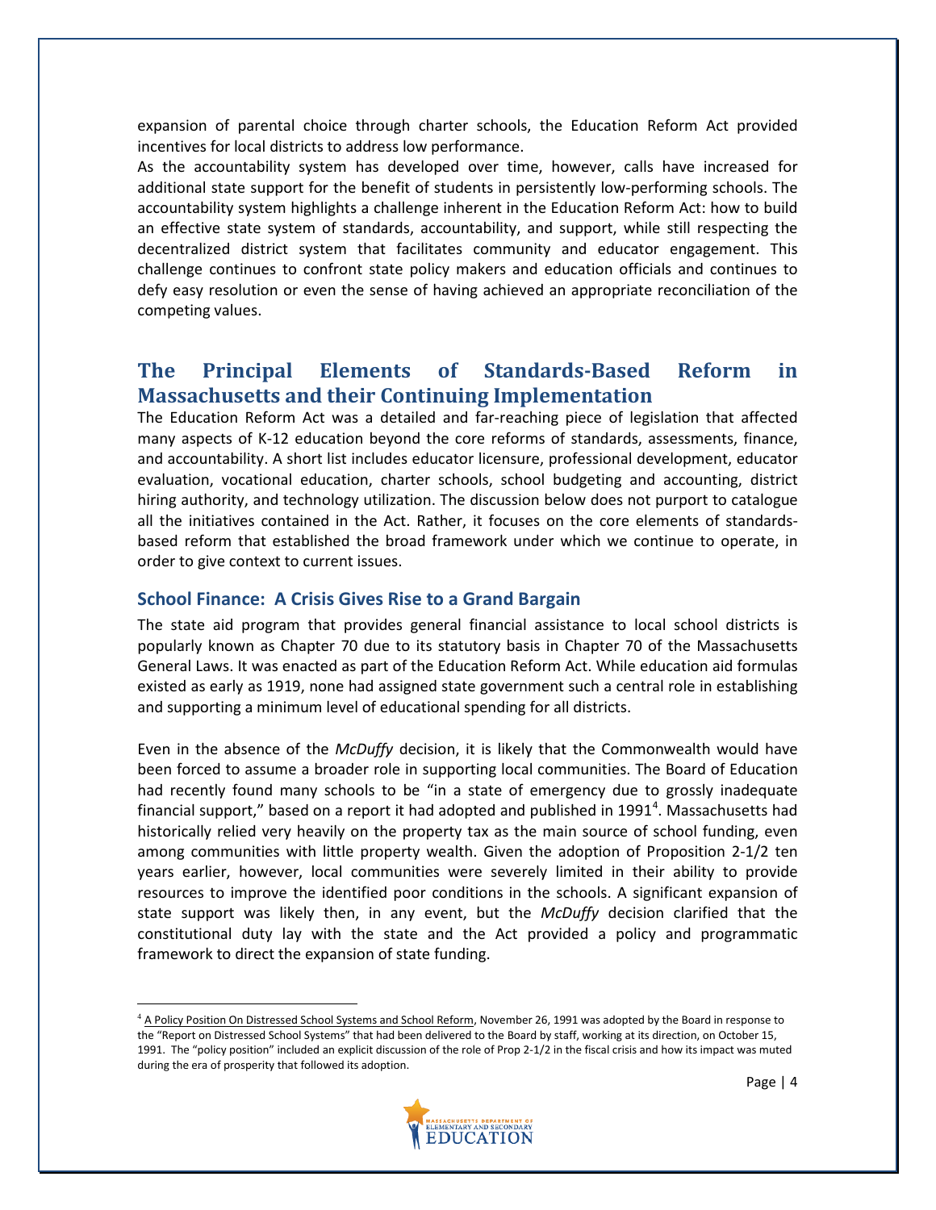expansion of parental choice through charter schools, the Education Reform Act provided incentives for local districts to address low performance.

As the accountability system has developed over time, however, calls have increased for additional state support for the benefit of students in persistently low-performing schools. The accountability system highlights a challenge inherent in the Education Reform Act: how to build an effective state system of standards, accountability, and support, while still respecting the decentralized district system that facilitates community and educator engagement. This challenge continues to confront state policy makers and education officials and continues to defy easy resolution or even the sense of having achieved an appropriate reconciliation of the competing values.

## The Principal Elements of Standards-Based Reform in Massachusetts and their Continuing Implementation

The Education Reform Act was a detailed and far-reaching piece of legislation that affected many aspects of K-12 education beyond the core reforms of standards, assessments, finance, and accountability. A short list includes educator licensure, professional development, educator evaluation, vocational education, charter schools, school budgeting and accounting, district hiring authority, and technology utilization. The discussion below does not purport to catalogue all the initiatives contained in the Act. Rather, it focuses on the core elements of standards-based reform that established the broad framework under which we continue to operate, in order to give context to current issues.

### School Finance: A Crisis Gives Rise to a Grand Bargain

The state aid program that provides general financial assistance to local school districts is popularly known as Chapter 70 due to its statutory basis in Chapter 70 of the Massachusetts General Laws. It was enacted as part of the Education Reform Act. While education aid formulas existed as early as 1919, none had assigned state government such a central role in establishing and supporting a minimum level of educational spending for all districts.

Even in the absence of the *McDuffy* decision, it is likely that the Commonwealth would have been forced to assume a broader role in supporting local communities. The Board of Education had recently found many schools to be "in a state of emergency due to grossly inadequate financial support," based on a report it had adopted and published in 1991[4]. Massachusetts had historically relied very heavily on the property tax as the main source of school funding, even among communities with little property wealth. Given the adoption of Proposition 2-1/2 ten years earlier, however, local communities were severely limited in their ability to provide resources to improve the identified poor conditions in the schools. A significant expansion of state support was likely then, in any event, but the *McDuffy* decision clarified that the constitutional duty lay with the state and the Act provided a policy and programmatic framework to direct the expansion of state funding.

---

[4] A Policy Position On Distressed School Systems and School Reform, November 26, 1991 was adopted by the Board in response to the "Report on Distressed School Systems" that had been delivered to the Board by staff, working at its direction, on October 15, 1991. The "policy position" included an explicit discussion of the role of Prop 2-1/2 in the fiscal crisis and how its impact was muted during the era of prosperity that followed its adoption.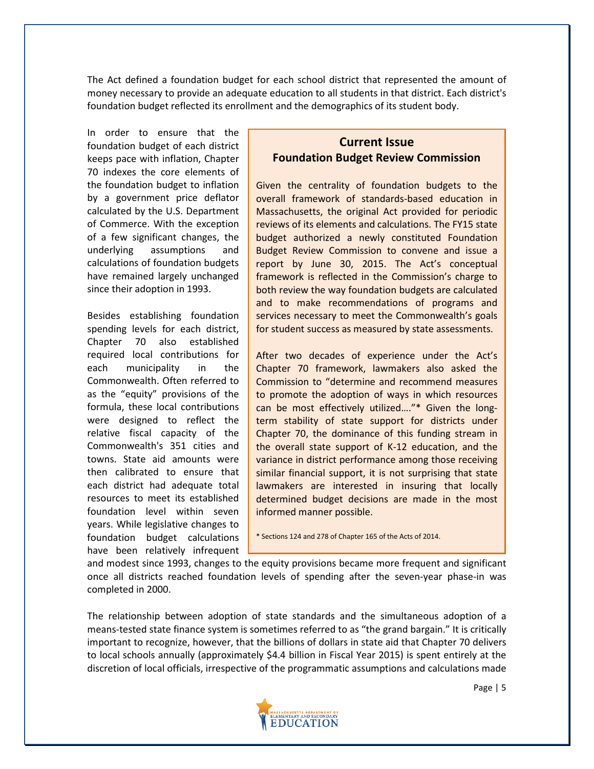The Act defined a foundation budget for each school district that represented the amount of money necessary to provide an adequate education to all students in that district. Each district's foundation budget reflected its enrollment and the demographics of its student body.

In order to ensure that the foundation budget of each district keeps pace with inflation, Chapter 70 indexes the core elements of the foundation budget to inflation by a government price deflator calculated by the U.S. Department of Commerce. With the exception of a few significant changes, the underlying assumptions and calculations of foundation budgets have remained largely unchanged since their adoption in 1993.

Besides establishing foundation spending levels for each district, Chapter 70 also established required local contributions for each municipality in the Commonwealth. Often referred to as the "equity" provisions of the formula, these local contributions were designed to reflect the relative fiscal capacity of the Commonwealth's 351 cities and towns. State aid amounts were then calibrated to ensure that each district had adequate total resources to meet its established foundation level within seven years. While legislative changes to foundation budget calculations have been relatively infrequent and modest since 1993, changes to the equity provisions became more frequent and significant once all districts reached foundation levels of spending after the seven-year phase-in was completed in 2000.

> ## Current Issue
> ## Foundation Budget Review Commission
>
> Given the centrality of foundation budgets to the overall framework of standards-based education in Massachusetts, the original Act provided for periodic reviews of its elements and calculations. The FY15 state budget authorized a newly constituted Foundation Budget Review Commission to convene and issue a report by June 30, 2015. The Act's conceptual framework is reflected in the Commission's charge to both review the way foundation budgets are calculated and to make recommendations of programs and services necessary to meet the Commonwealth's goals for student success as measured by state assessments.
>
> After two decades of experience under the Act's Chapter 70 framework, lawmakers also asked the Commission to "determine and recommend measures to promote the adoption of ways in which resources can be most effectively utilized…."* Given the long-term stability of state support for districts under Chapter 70, the dominance of this funding stream in the overall state support of K-12 education, and the variance in district performance among those receiving similar financial support, it is not surprising that state lawmakers are interested in insuring that locally determined budget decisions are made in the most informed manner possible.
>
> * Sections 124 and 278 of Chapter 165 of the Acts of 2014.

The relationship between adoption of state standards and the simultaneous adoption of a means-tested state finance system is sometimes referred to as "the grand bargain." It is critically important to recognize, however, that the billions of dollars in state aid that Chapter 70 delivers to local schools annually (approximately $4.4 billion in Fiscal Year 2015) is spent entirely at the discretion of local officials, irrespective of the programmatic assumptions and calculations made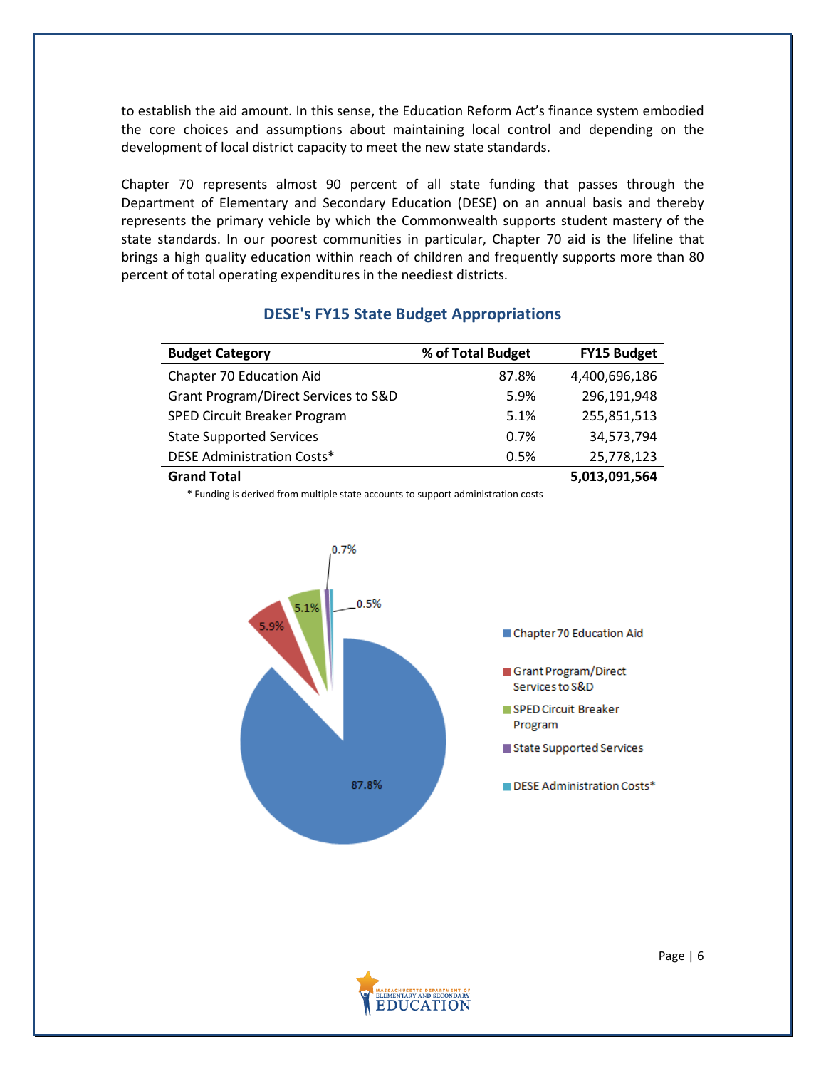to establish the aid amount. In this sense, the Education Reform Act's finance system embodied the core choices and assumptions about maintaining local control and depending on the development of local district capacity to meet the new state standards.

Chapter 70 represents almost 90 percent of all state funding that passes through the Department of Elementary and Secondary Education (DESE) on an annual basis and thereby represents the primary vehicle by which the Commonwealth supports student mastery of the state standards. In our poorest communities in particular, Chapter 70 aid is the lifeline that brings a high quality education within reach of children and frequently supports more than 80 percent of total operating expenditures in the neediest districts.

## DESE's FY15 State Budget Appropriations

| Budget Category | % of Total Budget | FY15 Budget |
|---|---|---|
| Chapter 70 Education Aid | 87.8% | 4,400,696,186 |
| Grant Program/Direct Services to S&D | 5.9% | 296,191,948 |
| SPED Circuit Breaker Program | 5.1% | 255,851,513 |
| State Supported Services | 0.7% | 34,573,794 |
| DESE Administration Costs* | 0.5% | 25,778,123 |
| **Grand Total** | | **5,013,091,564** |

\* Funding is derived from multiple state accounts to support administration costs

0.7%
0.5%
5.9%
5.1%
87.8%

- Chapter 70 Education Aid
- Grant Program/Direct Services to S&D
- SPED Circuit Breaker Program
- State Supported Services
- DESE Administration Costs*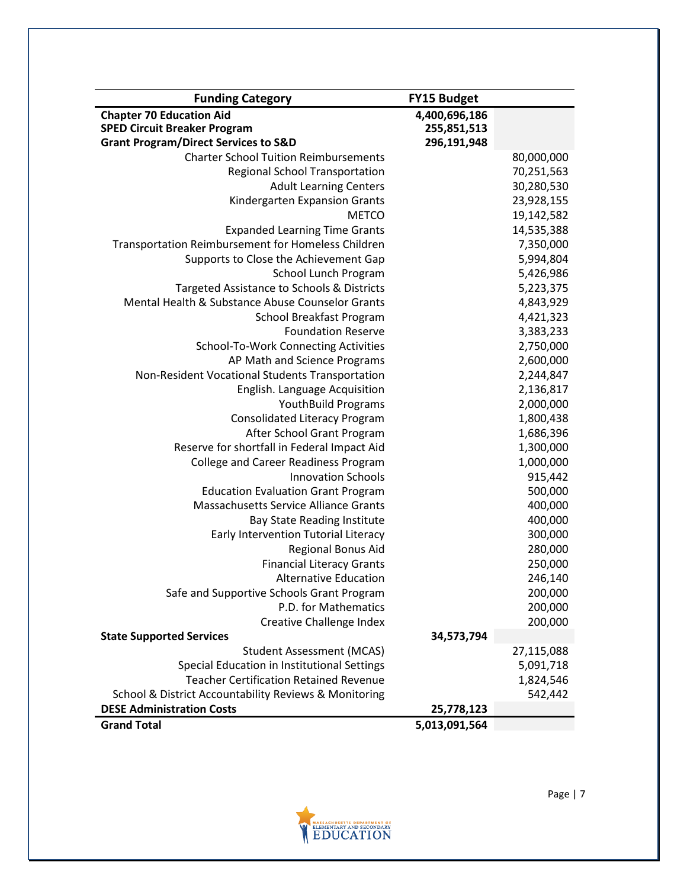| Funding Category | FY15 Budget | |
|---|---|---|
| **Chapter 70 Education Aid** | **4,400,696,186** | |
| **SPED Circuit Breaker Program** | **255,851,513** | |
| **Grant Program/Direct Services to S&D** | **296,191,948** | |
| Charter School Tuition Reimbursements | | 80,000,000 |
| Regional School Transportation | | 70,251,563 |
| Adult Learning Centers | | 30,280,530 |
| Kindergarten Expansion Grants | | 23,928,155 |
| METCO | | 19,142,582 |
| Expanded Learning Time Grants | | 14,535,388 |
| Transportation Reimbursement for Homeless Children | | 7,350,000 |
| Supports to Close the Achievement Gap | | 5,994,804 |
| School Lunch Program | | 5,426,986 |
| Targeted Assistance to Schools & Districts | | 5,223,375 |
| Mental Health & Substance Abuse Counselor Grants | | 4,843,929 |
| School Breakfast Program | | 4,421,323 |
| Foundation Reserve | | 3,383,233 |
| School-To-Work Connecting Activities | | 2,750,000 |
| AP Math and Science Programs | | 2,600,000 |
| Non-Resident Vocational Students Transportation | | 2,244,847 |
| English. Language Acquisition | | 2,136,817 |
| YouthBuild Programs | | 2,000,000 |
| Consolidated Literacy Program | | 1,800,438 |
| After School Grant Program | | 1,686,396 |
| Reserve for shortfall in Federal Impact Aid | | 1,300,000 |
| College and Career Readiness Program | | 1,000,000 |
| Innovation Schools | | 915,442 |
| Education Evaluation Grant Program | | 500,000 |
| Massachusetts Service Alliance Grants | | 400,000 |
| Bay State Reading Institute | | 400,000 |
| Early Intervention Tutorial Literacy | | 300,000 |
| Regional Bonus Aid | | 280,000 |
| Financial Literacy Grants | | 250,000 |
| Alternative Education | | 246,140 |
| Safe and Supportive Schools Grant Program | | 200,000 |
| P.D. for Mathematics | | 200,000 |
| Creative Challenge Index | | 200,000 |
| **State Supported Services** | **34,573,794** | |
| Student Assessment (MCAS) | | 27,115,088 |
| Special Education in Institutional Settings | | 5,091,718 |
| Teacher Certification Retained Revenue | | 1,824,546 |
| School & District Accountability Reviews & Monitoring | | 542,442 |
| **DESE Administration Costs** | **25,778,123** | |
| **Grand Total** | **5,013,091,564** | |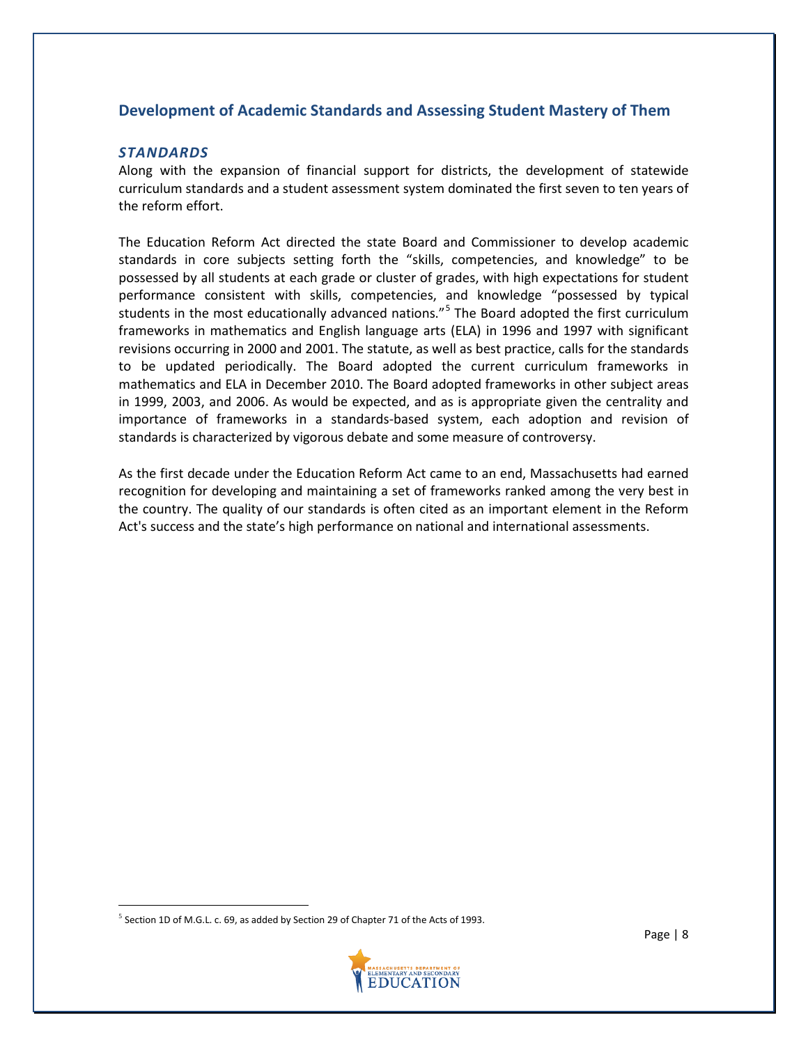## Development of Academic Standards and Assessing Student Mastery of Them

### *STANDARDS*

Along with the expansion of financial support for districts, the development of statewide curriculum standards and a student assessment system dominated the first seven to ten years of the reform effort.

The Education Reform Act directed the state Board and Commissioner to develop academic standards in core subjects setting forth the "skills, competencies, and knowledge" to be possessed by all students at each grade or cluster of grades, with high expectations for student performance consistent with skills, competencies, and knowledge "possessed by typical students in the most educationally advanced nations."[5] The Board adopted the first curriculum frameworks in mathematics and English language arts (ELA) in 1996 and 1997 with significant revisions occurring in 2000 and 2001. The statute, as well as best practice, calls for the standards to be updated periodically. The Board adopted the current curriculum frameworks in mathematics and ELA in December 2010. The Board adopted frameworks in other subject areas in 1999, 2003, and 2006. As would be expected, and as is appropriate given the centrality and importance of frameworks in a standards-based system, each adoption and revision of standards is characterized by vigorous debate and some measure of controversy.

As the first decade under the Education Reform Act came to an end, Massachusetts had earned recognition for developing and maintaining a set of frameworks ranked among the very best in the country. The quality of our standards is often cited as an important element in the Reform Act's success and the state's high performance on national and international assessments.

[5] Section 1D of M.G.L. c. 69, as added by Section 29 of Chapter 71 of the Acts of 1993.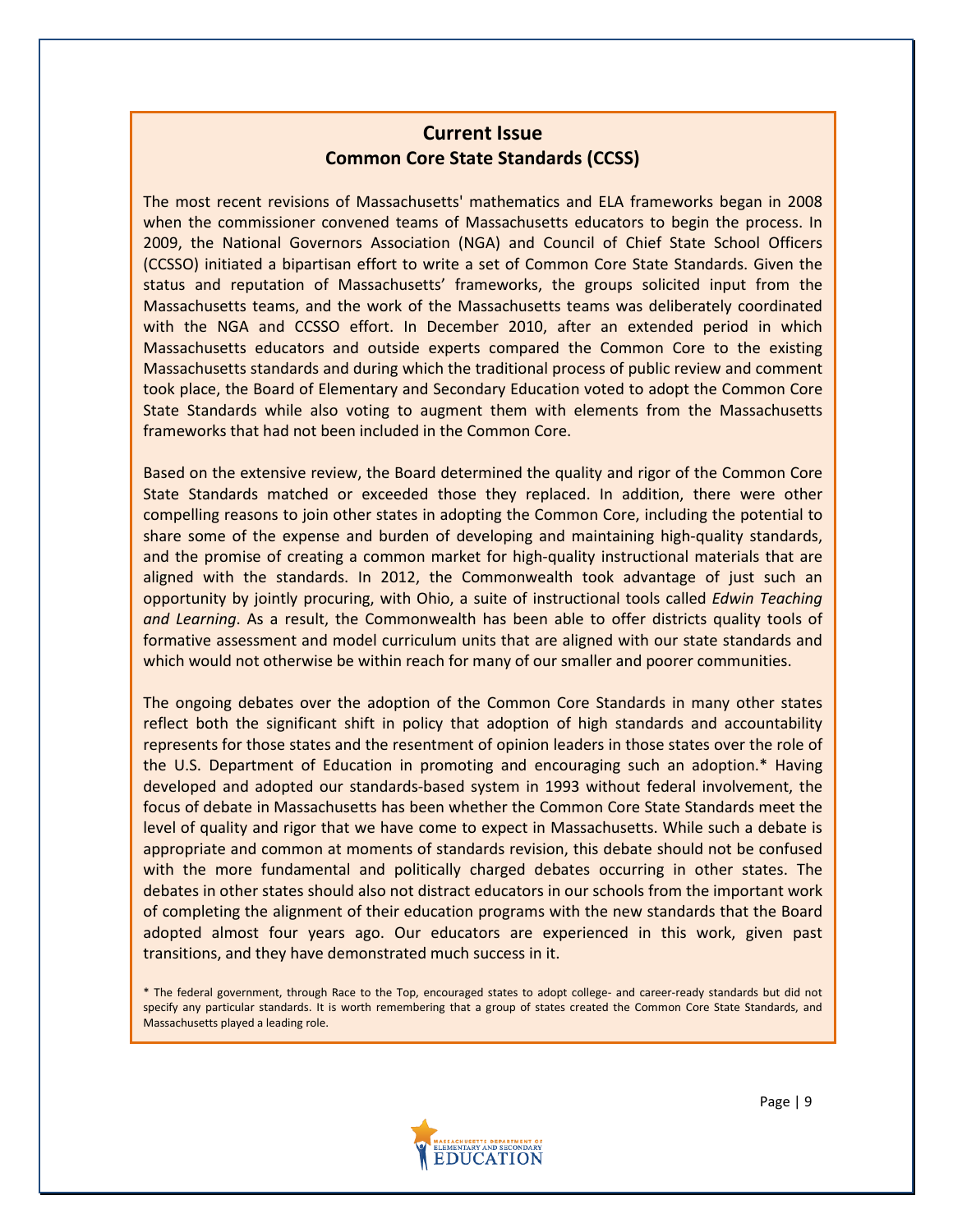## Current Issue
## Common Core State Standards (CCSS)

The most recent revisions of Massachusetts' mathematics and ELA frameworks began in 2008 when the commissioner convened teams of Massachusetts educators to begin the process. In 2009, the National Governors Association (NGA) and Council of Chief State School Officers (CCSSO) initiated a bipartisan effort to write a set of Common Core State Standards. Given the status and reputation of Massachusetts' frameworks, the groups solicited input from the Massachusetts teams, and the work of the Massachusetts teams was deliberately coordinated with the NGA and CCSSO effort. In December 2010, after an extended period in which Massachusetts educators and outside experts compared the Common Core to the existing Massachusetts standards and during which the traditional process of public review and comment took place, the Board of Elementary and Secondary Education voted to adopt the Common Core State Standards while also voting to augment them with elements from the Massachusetts frameworks that had not been included in the Common Core.

Based on the extensive review, the Board determined the quality and rigor of the Common Core State Standards matched or exceeded those they replaced. In addition, there were other compelling reasons to join other states in adopting the Common Core, including the potential to share some of the expense and burden of developing and maintaining high-quality standards, and the promise of creating a common market for high-quality instructional materials that are aligned with the standards. In 2012, the Commonwealth took advantage of just such an opportunity by jointly procuring, with Ohio, a suite of instructional tools called *Edwin Teaching and Learning*. As a result, the Commonwealth has been able to offer districts quality tools of formative assessment and model curriculum units that are aligned with our state standards and which would not otherwise be within reach for many of our smaller and poorer communities.

The ongoing debates over the adoption of the Common Core Standards in many other states reflect both the significant shift in policy that adoption of high standards and accountability represents for those states and the resentment of opinion leaders in those states over the role of the U.S. Department of Education in promoting and encouraging such an adoption.* Having developed and adopted our standards-based system in 1993 without federal involvement, the focus of debate in Massachusetts has been whether the Common Core State Standards meet the level of quality and rigor that we have come to expect in Massachusetts. While such a debate is appropriate and common at moments of standards revision, this debate should not be confused with the more fundamental and politically charged debates occurring in other states. The debates in other states should also not distract educators in our schools from the important work of completing the alignment of their education programs with the new standards that the Board adopted almost four years ago. Our educators are experienced in this work, given past transitions, and they have demonstrated much success in it.

\* The federal government, through Race to the Top, encouraged states to adopt college- and career-ready standards but did not specify any particular standards. It is worth remembering that a group of states created the Common Core State Standards, and Massachusetts played a leading role.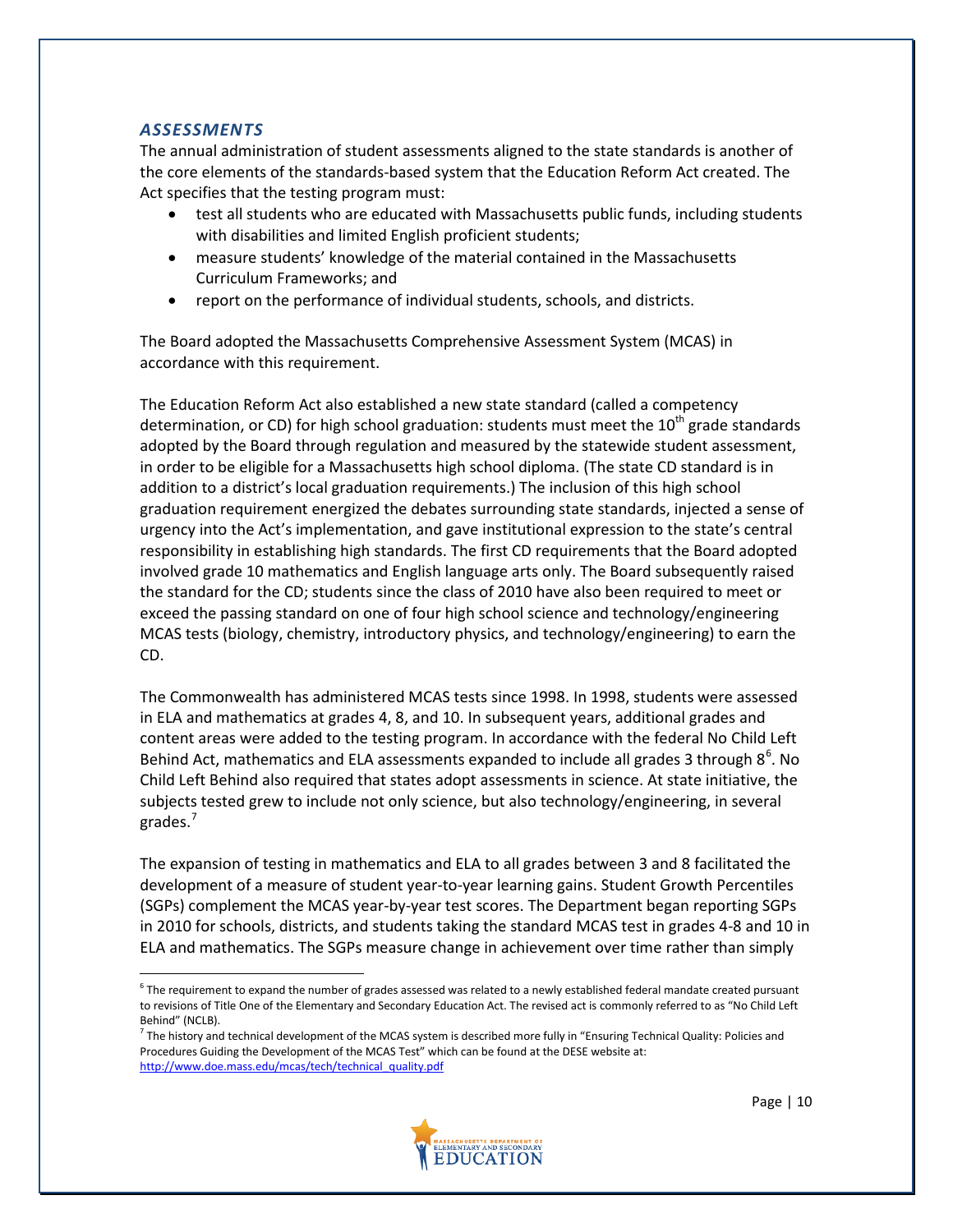### *ASSESSMENTS*

The annual administration of student assessments aligned to the state standards is another of the core elements of the standards-based system that the Education Reform Act created. The Act specifies that the testing program must:

- test all students who are educated with Massachusetts public funds, including students with disabilities and limited English proficient students;
- measure students' knowledge of the material contained in the Massachusetts Curriculum Frameworks; and
- report on the performance of individual students, schools, and districts.

The Board adopted the Massachusetts Comprehensive Assessment System (MCAS) in accordance with this requirement.

The Education Reform Act also established a new state standard (called a competency determination, or CD) for high school graduation: students must meet the 10th grade standards adopted by the Board through regulation and measured by the statewide student assessment, in order to be eligible for a Massachusetts high school diploma. (The state CD standard is in addition to a district's local graduation requirements.) The inclusion of this high school graduation requirement energized the debates surrounding state standards, injected a sense of urgency into the Act's implementation, and gave institutional expression to the state's central responsibility in establishing high standards. The first CD requirements that the Board adopted involved grade 10 mathematics and English language arts only. The Board subsequently raised the standard for the CD; students since the class of 2010 have also been required to meet or exceed the passing standard on one of four high school science and technology/engineering MCAS tests (biology, chemistry, introductory physics, and technology/engineering) to earn the CD.

The Commonwealth has administered MCAS tests since 1998. In 1998, students were assessed in ELA and mathematics at grades 4, 8, and 10. In subsequent years, additional grades and content areas were added to the testing program. In accordance with the federal No Child Left Behind Act, mathematics and ELA assessments expanded to include all grades 3 through 8[6]. No Child Left Behind also required that states adopt assessments in science. At state initiative, the subjects tested grew to include not only science, but also technology/engineering, in several grades.[7]

The expansion of testing in mathematics and ELA to all grades between 3 and 8 facilitated the development of a measure of student year-to-year learning gains. Student Growth Percentiles (SGPs) complement the MCAS year-by-year test scores. The Department began reporting SGPs in 2010 for schools, districts, and students taking the standard MCAS test in grades 4-8 and 10 in ELA and mathematics. The SGPs measure change in achievement over time rather than simply

---

[6] The requirement to expand the number of grades assessed was related to a newly established federal mandate created pursuant to revisions of Title One of the Elementary and Secondary Education Act. The revised act is commonly referred to as "No Child Left Behind" (NCLB).

[7] The history and technical development of the MCAS system is described more fully in "Ensuring Technical Quality: Policies and Procedures Guiding the Development of the MCAS Test" which can be found at the DESE website at: http://www.doe.mass.edu/mcas/tech/technical_quality.pdf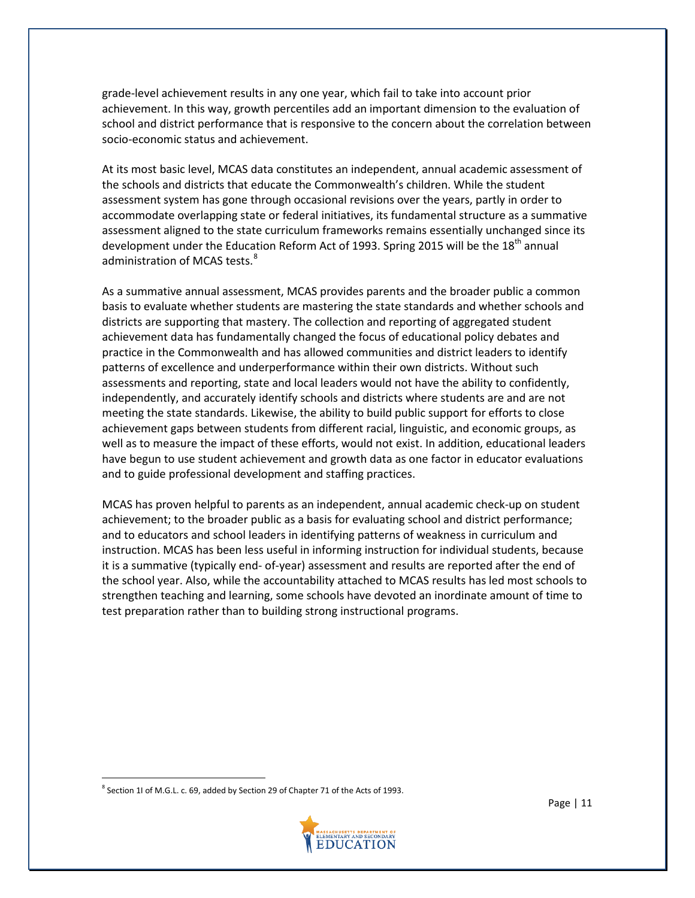grade-level achievement results in any one year, which fail to take into account prior achievement. In this way, growth percentiles add an important dimension to the evaluation of school and district performance that is responsive to the concern about the correlation between socio-economic status and achievement.

At its most basic level, MCAS data constitutes an independent, annual academic assessment of the schools and districts that educate the Commonwealth's children. While the student assessment system has gone through occasional revisions over the years, partly in order to accommodate overlapping state or federal initiatives, its fundamental structure as a summative assessment aligned to the state curriculum frameworks remains essentially unchanged since its development under the Education Reform Act of 1993. Spring 2015 will be the 18th annual administration of MCAS tests.[8]

As a summative annual assessment, MCAS provides parents and the broader public a common basis to evaluate whether students are mastering the state standards and whether schools and districts are supporting that mastery. The collection and reporting of aggregated student achievement data has fundamentally changed the focus of educational policy debates and practice in the Commonwealth and has allowed communities and district leaders to identify patterns of excellence and underperformance within their own districts. Without such assessments and reporting, state and local leaders would not have the ability to confidently, independently, and accurately identify schools and districts where students are and are not meeting the state standards. Likewise, the ability to build public support for efforts to close achievement gaps between students from different racial, linguistic, and economic groups, as well as to measure the impact of these efforts, would not exist. In addition, educational leaders have begun to use student achievement and growth data as one factor in educator evaluations and to guide professional development and staffing practices.

MCAS has proven helpful to parents as an independent, annual academic check-up on student achievement; to the broader public as a basis for evaluating school and district performance; and to educators and school leaders in identifying patterns of weakness in curriculum and instruction. MCAS has been less useful in informing instruction for individual students, because it is a summative (typically end- of-year) assessment and results are reported after the end of the school year. Also, while the accountability attached to MCAS results has led most schools to strengthen teaching and learning, some schools have devoted an inordinate amount of time to test preparation rather than to building strong instructional programs.

[8] Section 1I of M.G.L. c. 69, added by Section 29 of Chapter 71 of the Acts of 1993.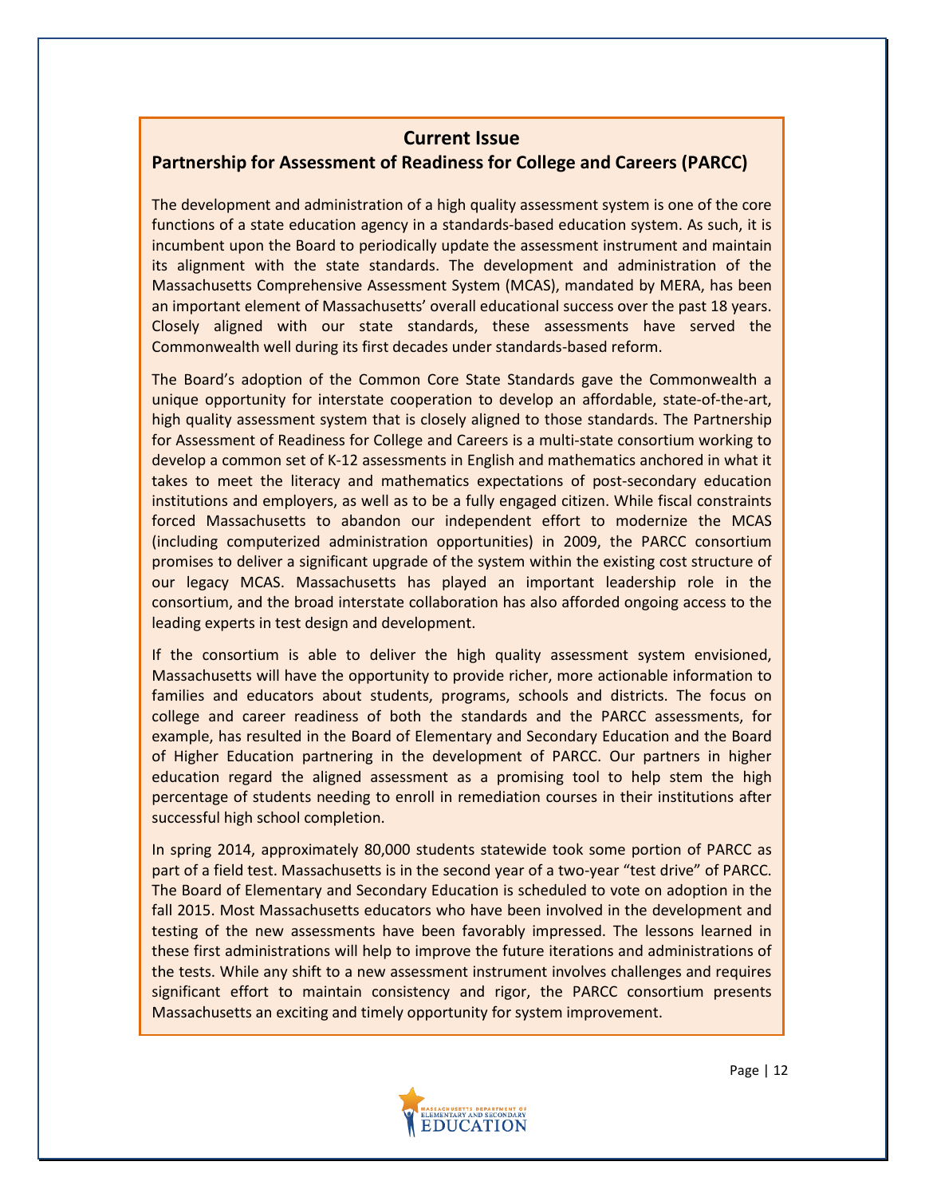## Current Issue

### Partnership for Assessment of Readiness for College and Careers (PARCC)

The development and administration of a high quality assessment system is one of the core functions of a state education agency in a standards-based education system. As such, it is incumbent upon the Board to periodically update the assessment instrument and maintain its alignment with the state standards. The development and administration of the Massachusetts Comprehensive Assessment System (MCAS), mandated by MERA, has been an important element of Massachusetts' overall educational success over the past 18 years. Closely aligned with our state standards, these assessments have served the Commonwealth well during its first decades under standards-based reform.

The Board's adoption of the Common Core State Standards gave the Commonwealth a unique opportunity for interstate cooperation to develop an affordable, state-of-the-art, high quality assessment system that is closely aligned to those standards. The Partnership for Assessment of Readiness for College and Careers is a multi-state consortium working to develop a common set of K-12 assessments in English and mathematics anchored in what it takes to meet the literacy and mathematics expectations of post-secondary education institutions and employers, as well as to be a fully engaged citizen. While fiscal constraints forced Massachusetts to abandon our independent effort to modernize the MCAS (including computerized administration opportunities) in 2009, the PARCC consortium promises to deliver a significant upgrade of the system within the existing cost structure of our legacy MCAS. Massachusetts has played an important leadership role in the consortium, and the broad interstate collaboration has also afforded ongoing access to the leading experts in test design and development.

If the consortium is able to deliver the high quality assessment system envisioned, Massachusetts will have the opportunity to provide richer, more actionable information to families and educators about students, programs, schools and districts. The focus on college and career readiness of both the standards and the PARCC assessments, for example, has resulted in the Board of Elementary and Secondary Education and the Board of Higher Education partnering in the development of PARCC. Our partners in higher education regard the aligned assessment as a promising tool to help stem the high percentage of students needing to enroll in remediation courses in their institutions after successful high school completion.

In spring 2014, approximately 80,000 students statewide took some portion of PARCC as part of a field test. Massachusetts is in the second year of a two-year "test drive" of PARCC. The Board of Elementary and Secondary Education is scheduled to vote on adoption in the fall 2015. Most Massachusetts educators who have been involved in the development and testing of the new assessments have been favorably impressed. The lessons learned in these first administrations will help to improve the future iterations and administrations of the tests. While any shift to a new assessment instrument involves challenges and requires significant effort to maintain consistency and rigor, the PARCC consortium presents Massachusetts an exciting and timely opportunity for system improvement.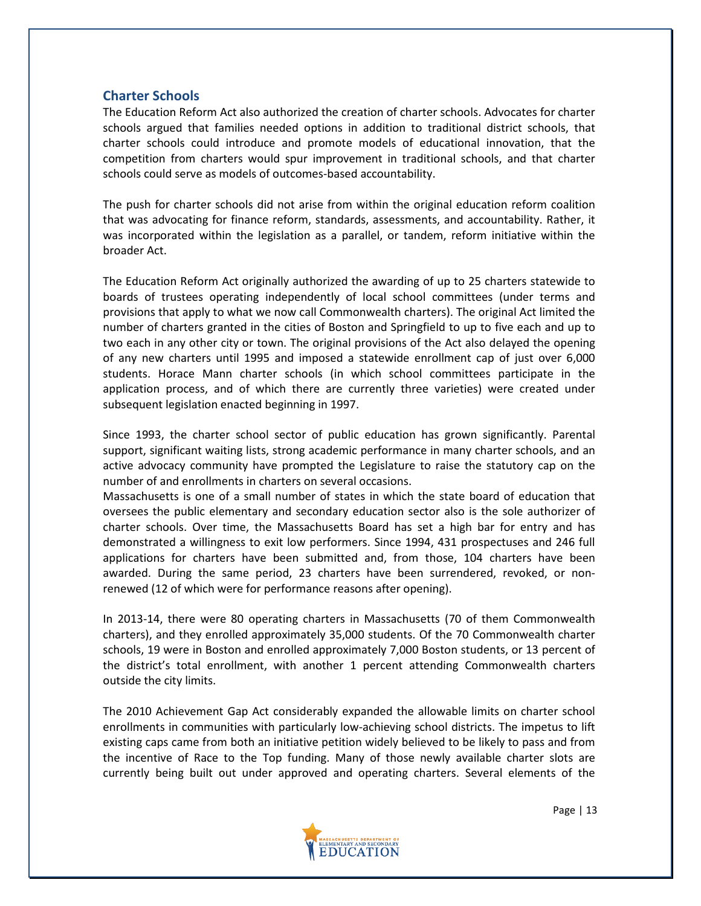## Charter Schools

The Education Reform Act also authorized the creation of charter schools. Advocates for charter schools argued that families needed options in addition to traditional district schools, that charter schools could introduce and promote models of educational innovation, that the competition from charters would spur improvement in traditional schools, and that charter schools could serve as models of outcomes-based accountability.

The push for charter schools did not arise from within the original education reform coalition that was advocating for finance reform, standards, assessments, and accountability. Rather, it was incorporated within the legislation as a parallel, or tandem, reform initiative within the broader Act.

The Education Reform Act originally authorized the awarding of up to 25 charters statewide to boards of trustees operating independently of local school committees (under terms and provisions that apply to what we now call Commonwealth charters). The original Act limited the number of charters granted in the cities of Boston and Springfield to up to five each and up to two each in any other city or town. The original provisions of the Act also delayed the opening of any new charters until 1995 and imposed a statewide enrollment cap of just over 6,000 students. Horace Mann charter schools (in which school committees participate in the application process, and of which there are currently three varieties) were created under subsequent legislation enacted beginning in 1997.

Since 1993, the charter school sector of public education has grown significantly. Parental support, significant waiting lists, strong academic performance in many charter schools, and an active advocacy community have prompted the Legislature to raise the statutory cap on the number of and enrollments in charters on several occasions.

Massachusetts is one of a small number of states in which the state board of education that oversees the public elementary and secondary education sector also is the sole authorizer of charter schools. Over time, the Massachusetts Board has set a high bar for entry and has demonstrated a willingness to exit low performers. Since 1994, 431 prospectuses and 246 full applications for charters have been submitted and, from those, 104 charters have been awarded. During the same period, 23 charters have been surrendered, revoked, or non-renewed (12 of which were for performance reasons after opening).

In 2013-14, there were 80 operating charters in Massachusetts (70 of them Commonwealth charters), and they enrolled approximately 35,000 students. Of the 70 Commonwealth charter schools, 19 were in Boston and enrolled approximately 7,000 Boston students, or 13 percent of the district's total enrollment, with another 1 percent attending Commonwealth charters outside the city limits.

The 2010 Achievement Gap Act considerably expanded the allowable limits on charter school enrollments in communities with particularly low-achieving school districts. The impetus to lift existing caps came from both an initiative petition widely believed to be likely to pass and from the incentive of Race to the Top funding. Many of those newly available charter slots are currently being built out under approved and operating charters. Several elements of the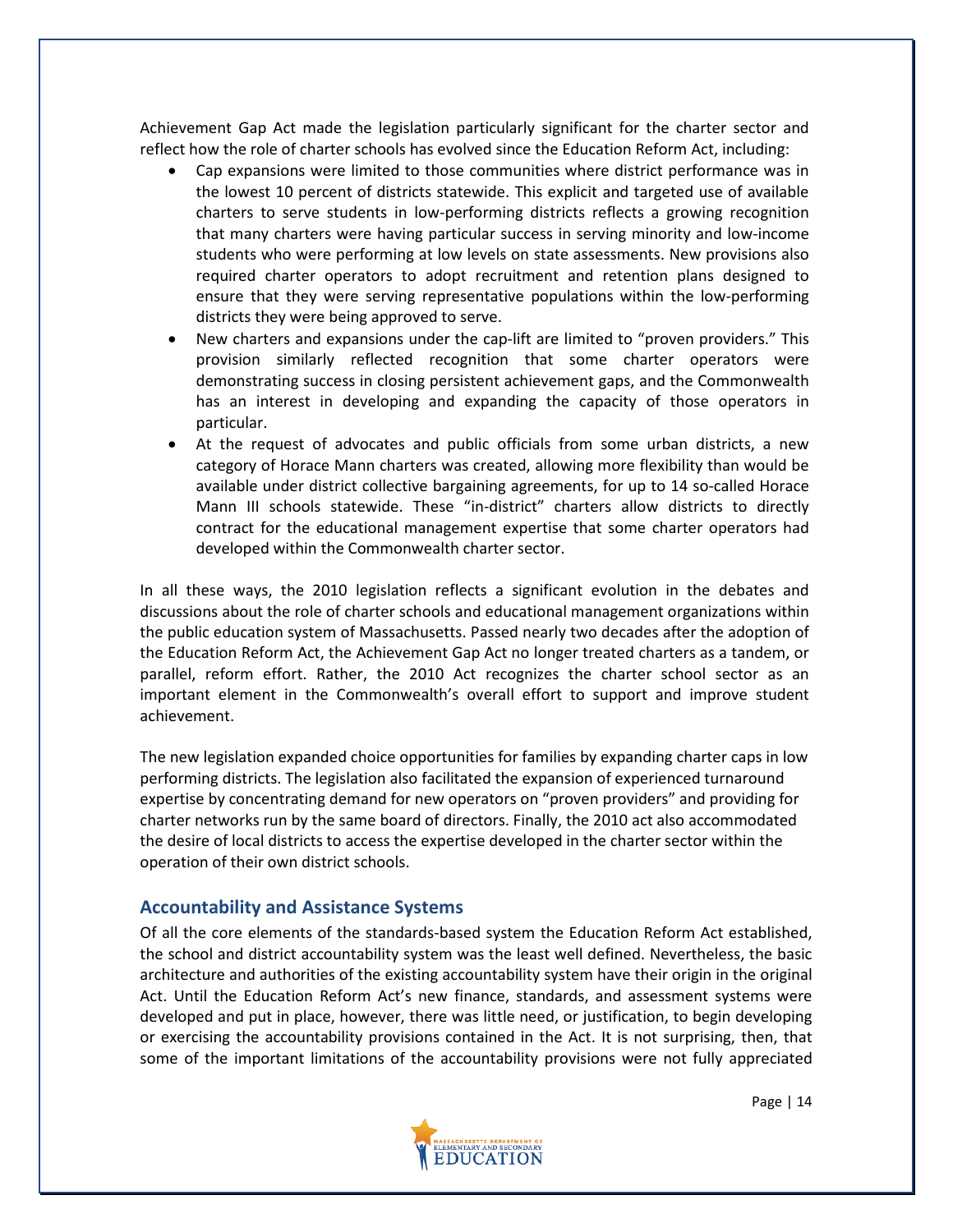Achievement Gap Act made the legislation particularly significant for the charter sector and reflect how the role of charter schools has evolved since the Education Reform Act, including:

- Cap expansions were limited to those communities where district performance was in the lowest 10 percent of districts statewide. This explicit and targeted use of available charters to serve students in low-performing districts reflects a growing recognition that many charters were having particular success in serving minority and low-income students who were performing at low levels on state assessments. New provisions also required charter operators to adopt recruitment and retention plans designed to ensure that they were serving representative populations within the low-performing districts they were being approved to serve.
- New charters and expansions under the cap-lift are limited to "proven providers." This provision similarly reflected recognition that some charter operators were demonstrating success in closing persistent achievement gaps, and the Commonwealth has an interest in developing and expanding the capacity of those operators in particular.
- At the request of advocates and public officials from some urban districts, a new category of Horace Mann charters was created, allowing more flexibility than would be available under district collective bargaining agreements, for up to 14 so-called Horace Mann III schools statewide. These "in-district" charters allow districts to directly contract for the educational management expertise that some charter operators had developed within the Commonwealth charter sector.

In all these ways, the 2010 legislation reflects a significant evolution in the debates and discussions about the role of charter schools and educational management organizations within the public education system of Massachusetts. Passed nearly two decades after the adoption of the Education Reform Act, the Achievement Gap Act no longer treated charters as a tandem, or parallel, reform effort. Rather, the 2010 Act recognizes the charter school sector as an important element in the Commonwealth's overall effort to support and improve student achievement.

The new legislation expanded choice opportunities for families by expanding charter caps in low performing districts. The legislation also facilitated the expansion of experienced turnaround expertise by concentrating demand for new operators on "proven providers" and providing for charter networks run by the same board of directors. Finally, the 2010 act also accommodated the desire of local districts to access the expertise developed in the charter sector within the operation of their own district schools.

## Accountability and Assistance Systems

Of all the core elements of the standards-based system the Education Reform Act established, the school and district accountability system was the least well defined. Nevertheless, the basic architecture and authorities of the existing accountability system have their origin in the original Act. Until the Education Reform Act's new finance, standards, and assessment systems were developed and put in place, however, there was little need, or justification, to begin developing or exercising the accountability provisions contained in the Act. It is not surprising, then, that some of the important limitations of the accountability provisions were not fully appreciated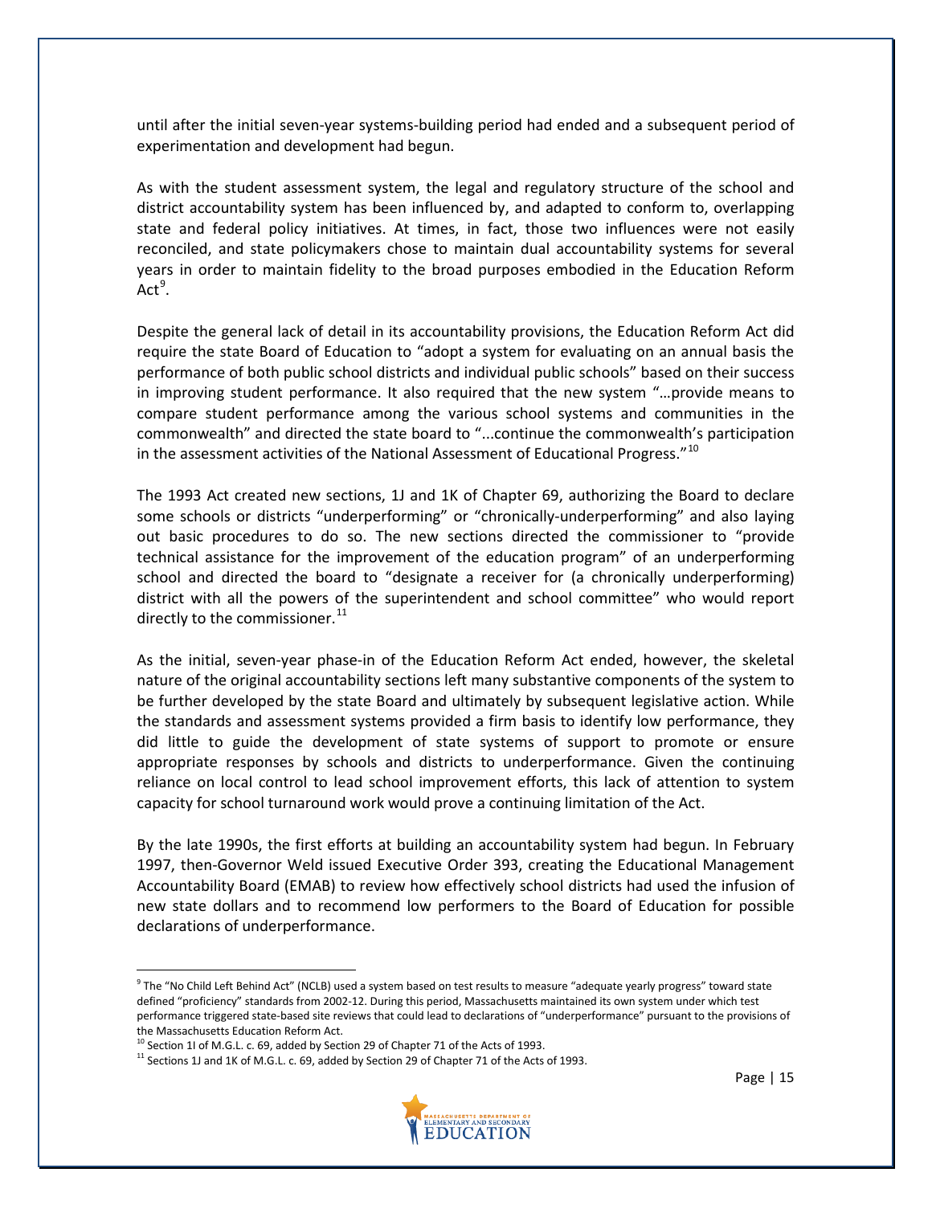until after the initial seven-year systems-building period had ended and a subsequent period of experimentation and development had begun.

As with the student assessment system, the legal and regulatory structure of the school and district accountability system has been influenced by, and adapted to conform to, overlapping state and federal policy initiatives. At times, in fact, those two influences were not easily reconciled, and state policymakers chose to maintain dual accountability systems for several years in order to maintain fidelity to the broad purposes embodied in the Education Reform Act[9].

Despite the general lack of detail in its accountability provisions, the Education Reform Act did require the state Board of Education to "adopt a system for evaluating on an annual basis the performance of both public school districts and individual public schools" based on their success in improving student performance. It also required that the new system "…provide means to compare student performance among the various school systems and communities in the commonwealth" and directed the state board to "...continue the commonwealth's participation in the assessment activities of the National Assessment of Educational Progress."[10]

The 1993 Act created new sections, 1J and 1K of Chapter 69, authorizing the Board to declare some schools or districts "underperforming" or "chronically-underperforming" and also laying out basic procedures to do so. The new sections directed the commissioner to "provide technical assistance for the improvement of the education program" of an underperforming school and directed the board to "designate a receiver for (a chronically underperforming) district with all the powers of the superintendent and school committee" who would report directly to the commissioner.[11]

As the initial, seven-year phase-in of the Education Reform Act ended, however, the skeletal nature of the original accountability sections left many substantive components of the system to be further developed by the state Board and ultimately by subsequent legislative action. While the standards and assessment systems provided a firm basis to identify low performance, they did little to guide the development of state systems of support to promote or ensure appropriate responses by schools and districts to underperformance. Given the continuing reliance on local control to lead school improvement efforts, this lack of attention to system capacity for school turnaround work would prove a continuing limitation of the Act.

By the late 1990s, the first efforts at building an accountability system had begun. In February 1997, then-Governor Weld issued Executive Order 393, creating the Educational Management Accountability Board (EMAB) to review how effectively school districts had used the infusion of new state dollars and to recommend low performers to the Board of Education for possible declarations of underperformance.

---

[9] The "No Child Left Behind Act" (NCLB) used a system based on test results to measure "adequate yearly progress" toward state defined "proficiency" standards from 2002-12. During this period, Massachusetts maintained its own system under which test performance triggered state-based site reviews that could lead to declarations of "underperformance" pursuant to the provisions of the Massachusetts Education Reform Act.

[10] Section 1I of M.G.L. c. 69, added by Section 29 of Chapter 71 of the Acts of 1993.

[11] Sections 1J and 1K of M.G.L. c. 69, added by Section 29 of Chapter 71 of the Acts of 1993.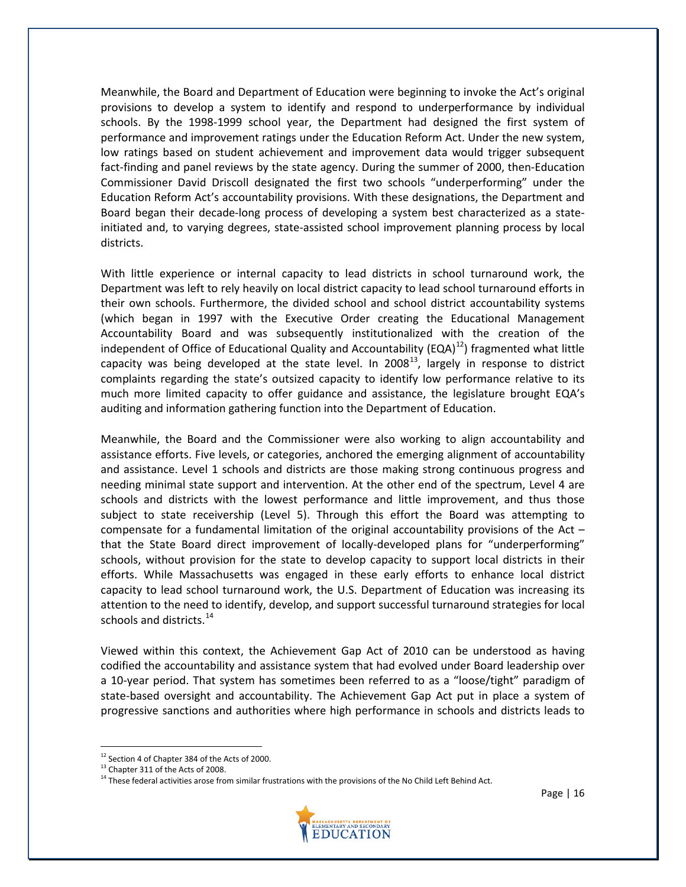Meanwhile, the Board and Department of Education were beginning to invoke the Act's original provisions to develop a system to identify and respond to underperformance by individual schools. By the 1998-1999 school year, the Department had designed the first system of performance and improvement ratings under the Education Reform Act. Under the new system, low ratings based on student achievement and improvement data would trigger subsequent fact-finding and panel reviews by the state agency. During the summer of 2000, then-Education Commissioner David Driscoll designated the first two schools "underperforming" under the Education Reform Act's accountability provisions. With these designations, the Department and Board began their decade-long process of developing a system best characterized as a state-initiated and, to varying degrees, state-assisted school improvement planning process by local districts.

With little experience or internal capacity to lead districts in school turnaround work, the Department was left to rely heavily on local district capacity to lead school turnaround efforts in their own schools. Furthermore, the divided school and school district accountability systems (which began in 1997 with the Executive Order creating the Educational Management Accountability Board and was subsequently institutionalized with the creation of the independent of Office of Educational Quality and Accountability (EQA)[12]) fragmented what little capacity was being developed at the state level. In 2008[13], largely in response to district complaints regarding the state's outsized capacity to identify low performance relative to its much more limited capacity to offer guidance and assistance, the legislature brought EQA's auditing and information gathering function into the Department of Education.

Meanwhile, the Board and the Commissioner were also working to align accountability and assistance efforts. Five levels, or categories, anchored the emerging alignment of accountability and assistance. Level 1 schools and districts are those making strong continuous progress and needing minimal state support and intervention. At the other end of the spectrum, Level 4 are schools and districts with the lowest performance and little improvement, and thus those subject to state receivership (Level 5). Through this effort the Board was attempting to compensate for a fundamental limitation of the original accountability provisions of the Act – that the State Board direct improvement of locally-developed plans for "underperforming" schools, without provision for the state to develop capacity to support local districts in their efforts. While Massachusetts was engaged in these early efforts to enhance local district capacity to lead school turnaround work, the U.S. Department of Education was increasing its attention to the need to identify, develop, and support successful turnaround strategies for local schools and districts.[14]

Viewed within this context, the Achievement Gap Act of 2010 can be understood as having codified the accountability and assistance system that had evolved under Board leadership over a 10-year period. That system has sometimes been referred to as a "loose/tight" paradigm of state-based oversight and accountability. The Achievement Gap Act put in place a system of progressive sanctions and authorities where high performance in schools and districts leads to

---

[12] Section 4 of Chapter 384 of the Acts of 2000.

[13] Chapter 311 of the Acts of 2008.

[14] These federal activities arose from similar frustrations with the provisions of the No Child Left Behind Act.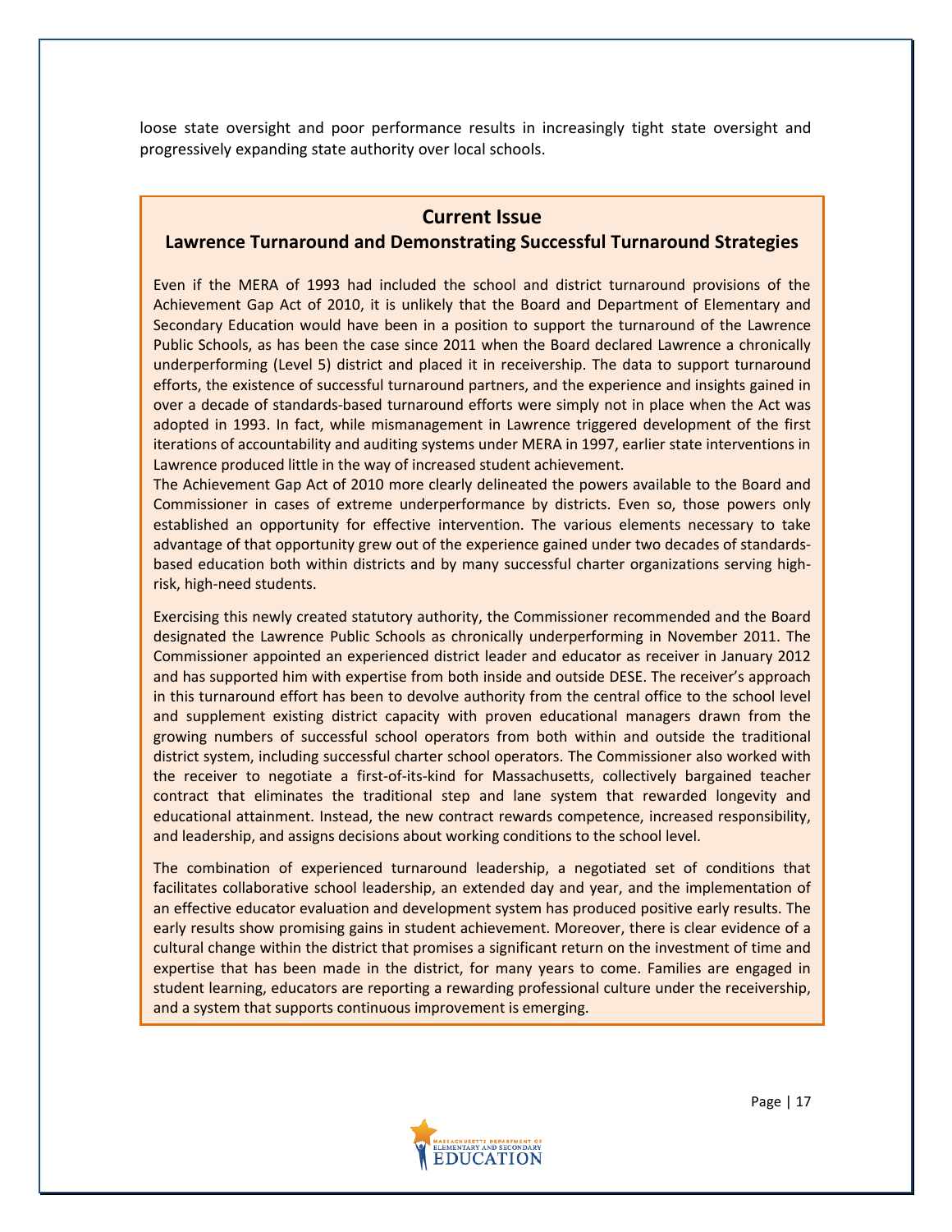loose state oversight and poor performance results in increasingly tight state oversight and progressively expanding state authority over local schools.

## Current Issue

### Lawrence Turnaround and Demonstrating Successful Turnaround Strategies

Even if the MERA of 1993 had included the school and district turnaround provisions of the Achievement Gap Act of 2010, it is unlikely that the Board and Department of Elementary and Secondary Education would have been in a position to support the turnaround of the Lawrence Public Schools, as has been the case since 2011 when the Board declared Lawrence a chronically underperforming (Level 5) district and placed it in receivership. The data to support turnaround efforts, the existence of successful turnaround partners, and the experience and insights gained in over a decade of standards-based turnaround efforts were simply not in place when the Act was adopted in 1993. In fact, while mismanagement in Lawrence triggered development of the first iterations of accountability and auditing systems under MERA in 1997, earlier state interventions in Lawrence produced little in the way of increased student achievement.

The Achievement Gap Act of 2010 more clearly delineated the powers available to the Board and Commissioner in cases of extreme underperformance by districts. Even so, those powers only established an opportunity for effective intervention. The various elements necessary to take advantage of that opportunity grew out of the experience gained under two decades of standards-based education both within districts and by many successful charter organizations serving high-risk, high-need students.

Exercising this newly created statutory authority, the Commissioner recommended and the Board designated the Lawrence Public Schools as chronically underperforming in November 2011. The Commissioner appointed an experienced district leader and educator as receiver in January 2012 and has supported him with expertise from both inside and outside DESE. The receiver's approach in this turnaround effort has been to devolve authority from the central office to the school level and supplement existing district capacity with proven educational managers drawn from the growing numbers of successful school operators from both within and outside the traditional district system, including successful charter school operators. The Commissioner also worked with the receiver to negotiate a first-of-its-kind for Massachusetts, collectively bargained teacher contract that eliminates the traditional step and lane system that rewarded longevity and educational attainment. Instead, the new contract rewards competence, increased responsibility, and leadership, and assigns decisions about working conditions to the school level.

The combination of experienced turnaround leadership, a negotiated set of conditions that facilitates collaborative school leadership, an extended day and year, and the implementation of an effective educator evaluation and development system has produced positive early results. The early results show promising gains in student achievement. Moreover, there is clear evidence of a cultural change within the district that promises a significant return on the investment of time and expertise that has been made in the district, for many years to come. Families are engaged in student learning, educators are reporting a rewarding professional culture under the receivership, and a system that supports continuous improvement is emerging.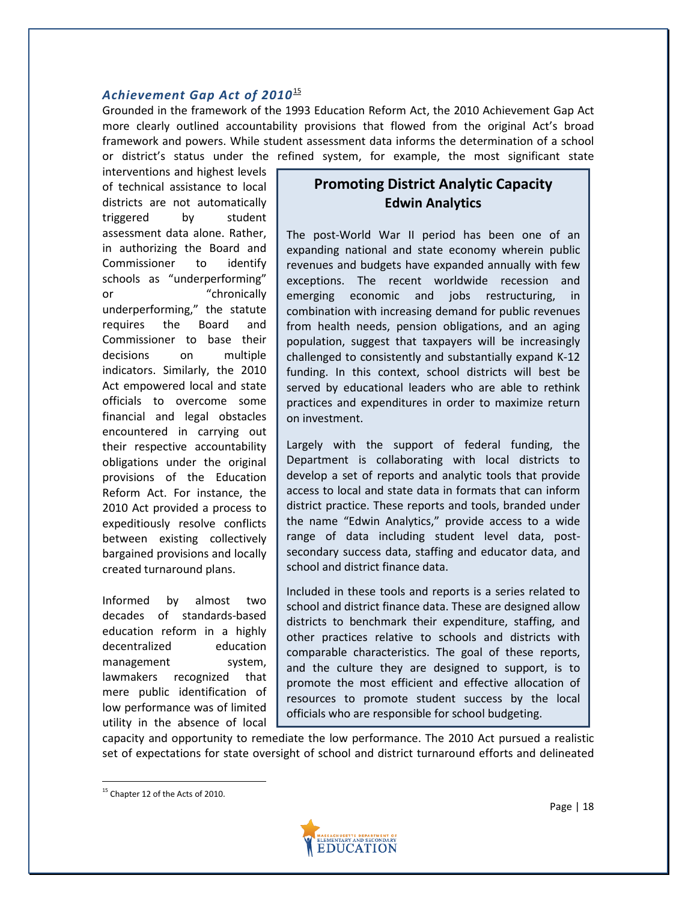### *Achievement Gap Act of 2010*[15]

Grounded in the framework of the 1993 Education Reform Act, the 2010 Achievement Gap Act more clearly outlined accountability provisions that flowed from the original Act's broad framework and powers. While student assessment data informs the determination of a school or district's status under the refined system, for example, the most significant state interventions and highest levels of technical assistance to local districts are not automatically triggered by student assessment data alone. Rather, in authorizing the Board and Commissioner to identify schools as "underperforming" or "chronically underperforming," the statute requires the Board and Commissioner to base their decisions on multiple indicators. Similarly, the 2010 Act empowered local and state officials to overcome some financial and legal obstacles encountered in carrying out their respective accountability obligations under the original provisions of the Education Reform Act. For instance, the 2010 Act provided a process to expeditiously resolve conflicts between existing collectively bargained provisions and locally created turnaround plans.

Informed by almost two decades of standards-based education reform in a highly decentralized education management system, lawmakers recognized that mere public identification of low performance was of limited utility in the absence of local capacity and opportunity to remediate the low performance. The 2010 Act pursued a realistic set of expectations for state oversight of school and district turnaround efforts and delineated

> **Promoting District Analytic Capacity**
> **Edwin Analytics**
>
> The post-World War II period has been one of an expanding national and state economy wherein public revenues and budgets have expanded annually with few exceptions. The recent worldwide recession and emerging economic and jobs restructuring, in combination with increasing demand for public revenues from health needs, pension obligations, and an aging population, suggest that taxpayers will be increasingly challenged to consistently and substantially expand K-12 funding. In this context, school districts will best be served by educational leaders who are able to rethink practices and expenditures in order to maximize return on investment.
>
> Largely with the support of federal funding, the Department is collaborating with local districts to develop a set of reports and analytic tools that provide access to local and state data in formats that can inform district practice. These reports and tools, branded under the name "Edwin Analytics," provide access to a wide range of data including student level data, post-secondary success data, staffing and educator data, and school and district finance data.
>
> Included in these tools and reports is a series related to school and district finance data. These are designed allow districts to benchmark their expenditure, staffing, and other practices relative to schools and districts with comparable characteristics. The goal of these reports, and the culture they are designed to support, is to promote the most efficient and effective allocation of resources to promote student success by the local officials who are responsible for school budgeting.

[15] Chapter 12 of the Acts of 2010.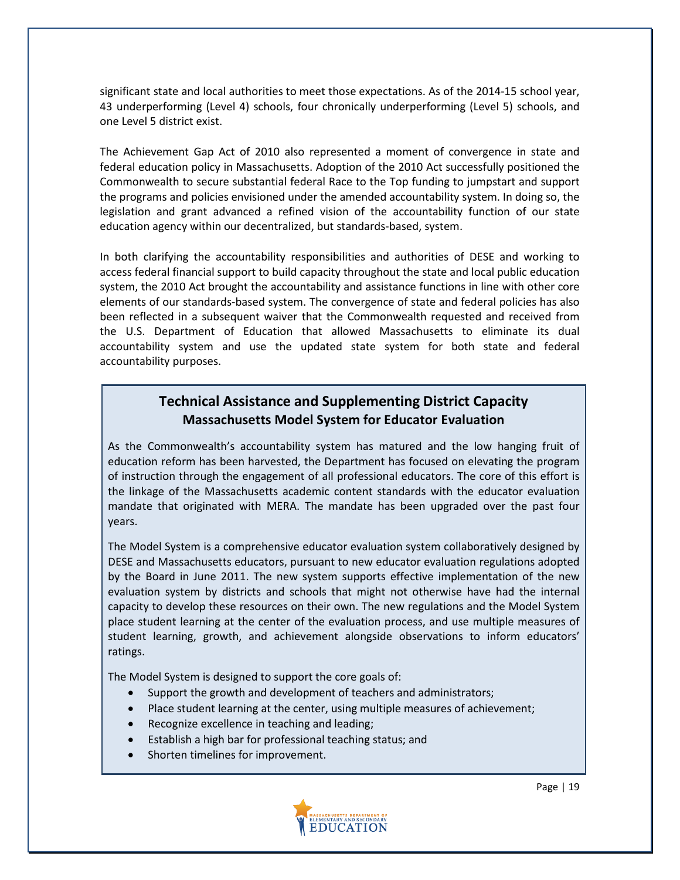significant state and local authorities to meet those expectations. As of the 2014-15 school year, 43 underperforming (Level 4) schools, four chronically underperforming (Level 5) schools, and one Level 5 district exist.

The Achievement Gap Act of 2010 also represented a moment of convergence in state and federal education policy in Massachusetts. Adoption of the 2010 Act successfully positioned the Commonwealth to secure substantial federal Race to the Top funding to jumpstart and support the programs and policies envisioned under the amended accountability system. In doing so, the legislation and grant advanced a refined vision of the accountability function of our state education agency within our decentralized, but standards-based, system.

In both clarifying the accountability responsibilities and authorities of DESE and working to access federal financial support to build capacity throughout the state and local public education system, the 2010 Act brought the accountability and assistance functions in line with other core elements of our standards-based system. The convergence of state and federal policies has also been reflected in a subsequent waiver that the Commonwealth requested and received from the U.S. Department of Education that allowed Massachusetts to eliminate its dual accountability system and use the updated state system for both state and federal accountability purposes.

## Technical Assistance and Supplementing District Capacity

### Massachusetts Model System for Educator Evaluation

As the Commonwealth's accountability system has matured and the low hanging fruit of education reform has been harvested, the Department has focused on elevating the program of instruction through the engagement of all professional educators. The core of this effort is the linkage of the Massachusetts academic content standards with the educator evaluation mandate that originated with MERA. The mandate has been upgraded over the past four years.

The Model System is a comprehensive educator evaluation system collaboratively designed by DESE and Massachusetts educators, pursuant to new educator evaluation regulations adopted by the Board in June 2011. The new system supports effective implementation of the new evaluation system by districts and schools that might not otherwise have had the internal capacity to develop these resources on their own. The new regulations and the Model System place student learning at the center of the evaluation process, and use multiple measures of student learning, growth, and achievement alongside observations to inform educators' ratings.

The Model System is designed to support the core goals of:

- Support the growth and development of teachers and administrators;
- Place student learning at the center, using multiple measures of achievement;
- Recognize excellence in teaching and leading;
- Establish a high bar for professional teaching status; and
- Shorten timelines for improvement.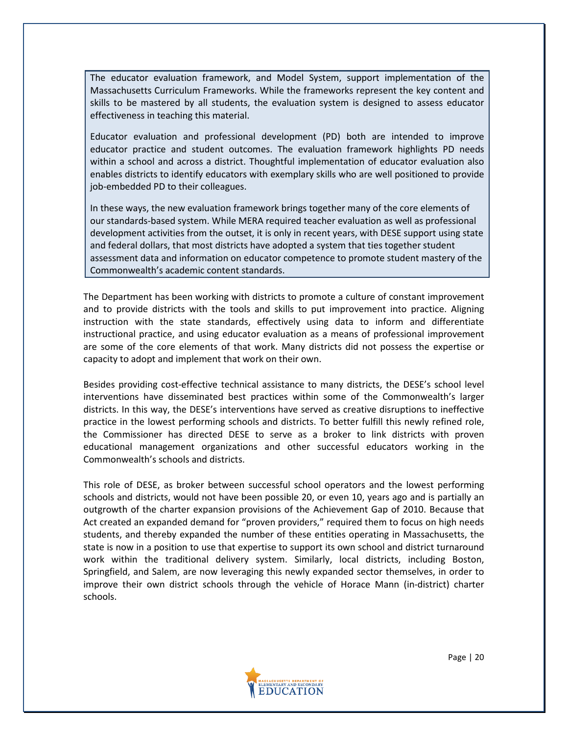> The educator evaluation framework, and Model System, support implementation of the Massachusetts Curriculum Frameworks. While the frameworks represent the key content and skills to be mastered by all students, the evaluation system is designed to assess educator effectiveness in teaching this material.
>
> Educator evaluation and professional development (PD) both are intended to improve educator practice and student outcomes. The evaluation framework highlights PD needs within a school and across a district. Thoughtful implementation of educator evaluation also enables districts to identify educators with exemplary skills who are well positioned to provide job-embedded PD to their colleagues.
>
> In these ways, the new evaluation framework brings together many of the core elements of our standards-based system. While MERA required teacher evaluation as well as professional development activities from the outset, it is only in recent years, with DESE support using state and federal dollars, that most districts have adopted a system that ties together student assessment data and information on educator competence to promote student mastery of the Commonwealth's academic content standards.

The Department has been working with districts to promote a culture of constant improvement and to provide districts with the tools and skills to put improvement into practice. Aligning instruction with the state standards, effectively using data to inform and differentiate instructional practice, and using educator evaluation as a means of professional improvement are some of the core elements of that work. Many districts did not possess the expertise or capacity to adopt and implement that work on their own.

Besides providing cost-effective technical assistance to many districts, the DESE's school level interventions have disseminated best practices within some of the Commonwealth's larger districts. In this way, the DESE's interventions have served as creative disruptions to ineffective practice in the lowest performing schools and districts. To better fulfill this newly refined role, the Commissioner has directed DESE to serve as a broker to link districts with proven educational management organizations and other successful educators working in the Commonwealth's schools and districts.

This role of DESE, as broker between successful school operators and the lowest performing schools and districts, would not have been possible 20, or even 10, years ago and is partially an outgrowth of the charter expansion provisions of the Achievement Gap of 2010. Because that Act created an expanded demand for "proven providers," required them to focus on high needs students, and thereby expanded the number of these entities operating in Massachusetts, the state is now in a position to use that expertise to support its own school and district turnaround work within the traditional delivery system. Similarly, local districts, including Boston, Springfield, and Salem, are now leveraging this newly expanded sector themselves, in order to improve their own district schools through the vehicle of Horace Mann (in-district) charter schools.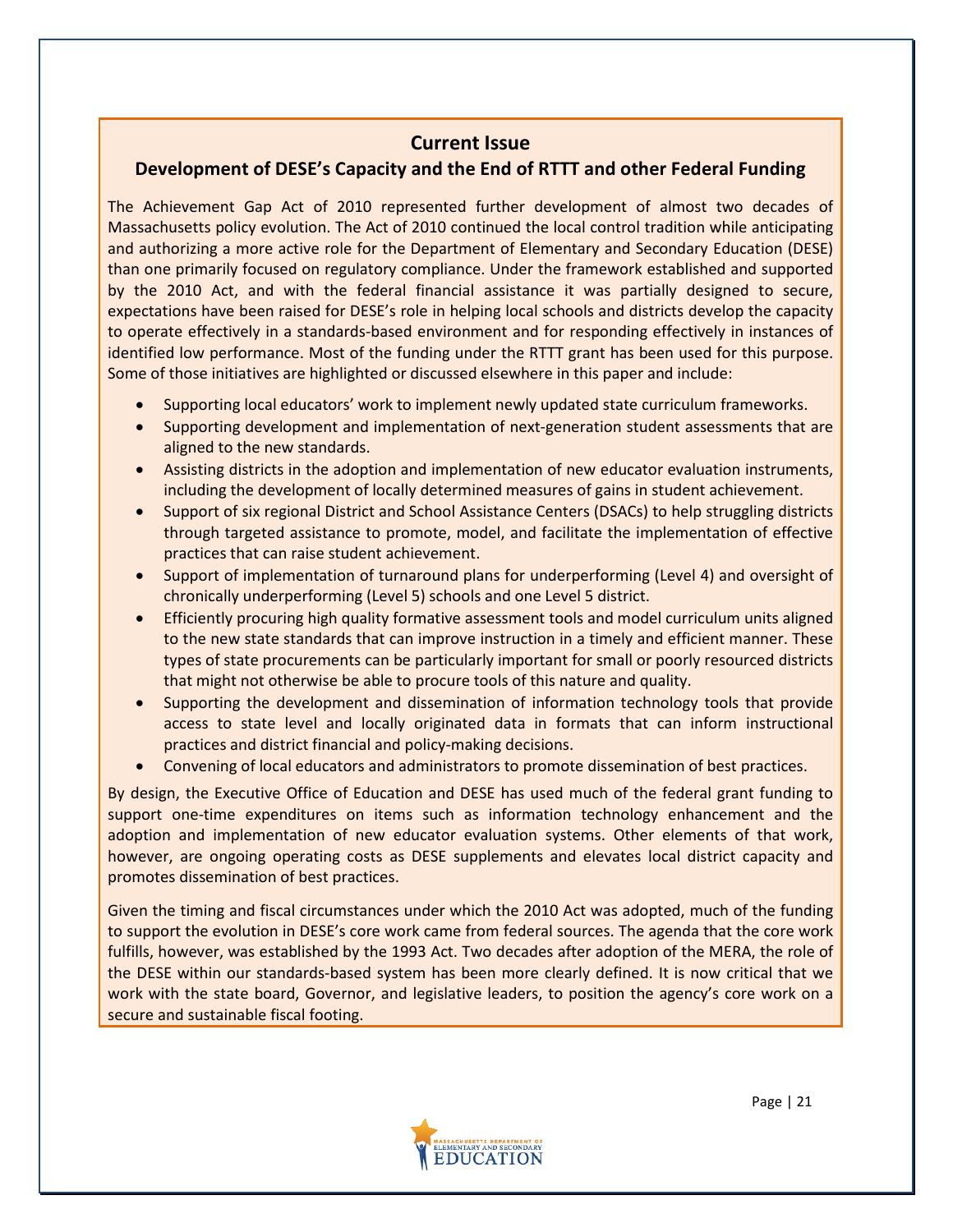## Current Issue

### Development of DESE's Capacity and the End of RTTT and other Federal Funding

The Achievement Gap Act of 2010 represented further development of almost two decades of Massachusetts policy evolution. The Act of 2010 continued the local control tradition while anticipating and authorizing a more active role for the Department of Elementary and Secondary Education (DESE) than one primarily focused on regulatory compliance. Under the framework established and supported by the 2010 Act, and with the federal financial assistance it was partially designed to secure, expectations have been raised for DESE's role in helping local schools and districts develop the capacity to operate effectively in a standards-based environment and for responding effectively in instances of identified low performance. Most of the funding under the RTTT grant has been used for this purpose. Some of those initiatives are highlighted or discussed elsewhere in this paper and include:

- Supporting local educators' work to implement newly updated state curriculum frameworks.
- Supporting development and implementation of next-generation student assessments that are aligned to the new standards.
- Assisting districts in the adoption and implementation of new educator evaluation instruments, including the development of locally determined measures of gains in student achievement.
- Support of six regional District and School Assistance Centers (DSACs) to help struggling districts through targeted assistance to promote, model, and facilitate the implementation of effective practices that can raise student achievement.
- Support of implementation of turnaround plans for underperforming (Level 4) and oversight of chronically underperforming (Level 5) schools and one Level 5 district.
- Efficiently procuring high quality formative assessment tools and model curriculum units aligned to the new state standards that can improve instruction in a timely and efficient manner. These types of state procurements can be particularly important for small or poorly resourced districts that might not otherwise be able to procure tools of this nature and quality.
- Supporting the development and dissemination of information technology tools that provide access to state level and locally originated data in formats that can inform instructional practices and district financial and policy-making decisions.
- Convening of local educators and administrators to promote dissemination of best practices.

By design, the Executive Office of Education and DESE has used much of the federal grant funding to support one-time expenditures on items such as information technology enhancement and the adoption and implementation of new educator evaluation systems. Other elements of that work, however, are ongoing operating costs as DESE supplements and elevates local district capacity and promotes dissemination of best practices.

Given the timing and fiscal circumstances under which the 2010 Act was adopted, much of the funding to support the evolution in DESE's core work came from federal sources. The agenda that the core work fulfills, however, was established by the 1993 Act. Two decades after adoption of the MERA, the role of the DESE within our standards-based system has been more clearly defined. It is now critical that we work with the state board, Governor, and legislative leaders, to position the agency's core work on a secure and sustainable fiscal footing.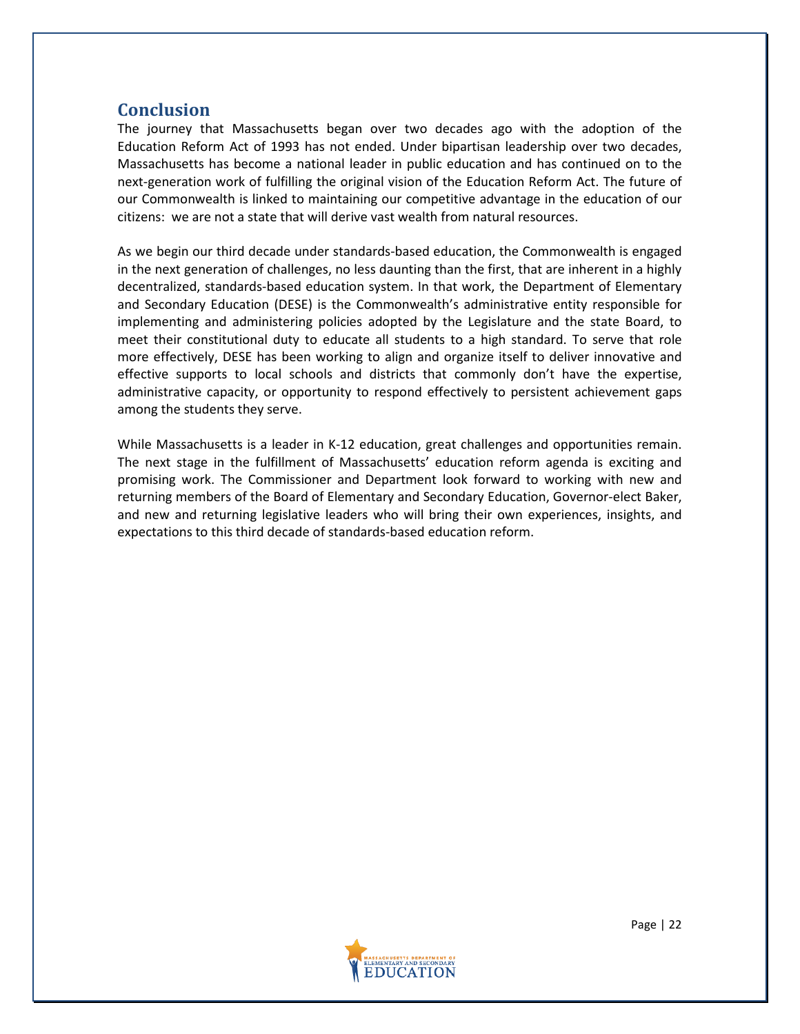## Conclusion

The journey that Massachusetts began over two decades ago with the adoption of the Education Reform Act of 1993 has not ended. Under bipartisan leadership over two decades, Massachusetts has become a national leader in public education and has continued on to the next-generation work of fulfilling the original vision of the Education Reform Act. The future of our Commonwealth is linked to maintaining our competitive advantage in the education of our citizens: we are not a state that will derive vast wealth from natural resources.

As we begin our third decade under standards-based education, the Commonwealth is engaged in the next generation of challenges, no less daunting than the first, that are inherent in a highly decentralized, standards-based education system. In that work, the Department of Elementary and Secondary Education (DESE) is the Commonwealth's administrative entity responsible for implementing and administering policies adopted by the Legislature and the state Board, to meet their constitutional duty to educate all students to a high standard. To serve that role more effectively, DESE has been working to align and organize itself to deliver innovative and effective supports to local schools and districts that commonly don't have the expertise, administrative capacity, or opportunity to respond effectively to persistent achievement gaps among the students they serve.

While Massachusetts is a leader in K-12 education, great challenges and opportunities remain. The next stage in the fulfillment of Massachusetts' education reform agenda is exciting and promising work. The Commissioner and Department look forward to working with new and returning members of the Board of Elementary and Secondary Education, Governor-elect Baker, and new and returning legislative leaders who will bring their own experiences, insights, and expectations to this third decade of standards-based education reform.